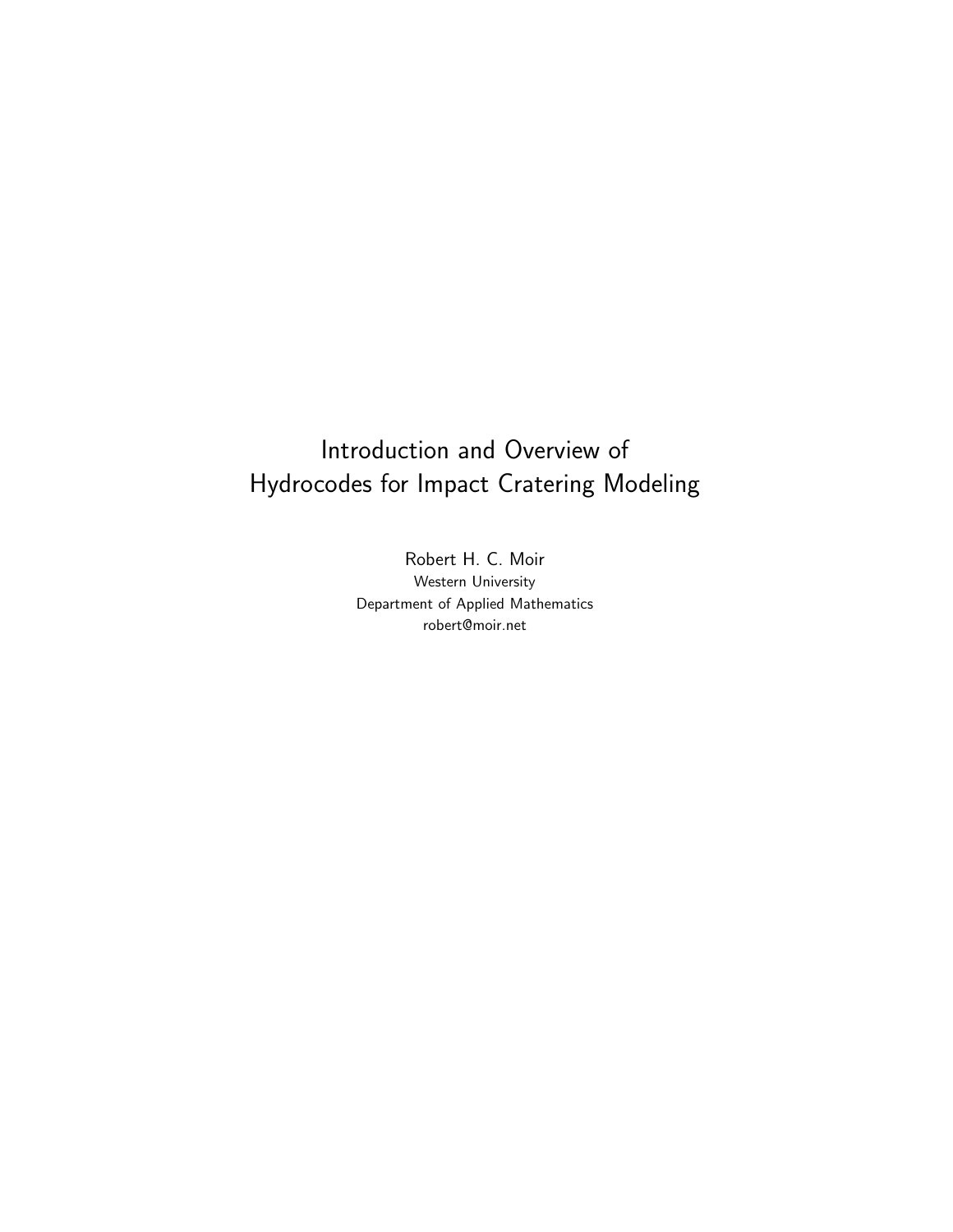# Introduction and Overview of Hydrocodes for Impact Cratering Modeling

Robert H. C. Moir

Western University

Department of Applied Mathematics

robert@moir.net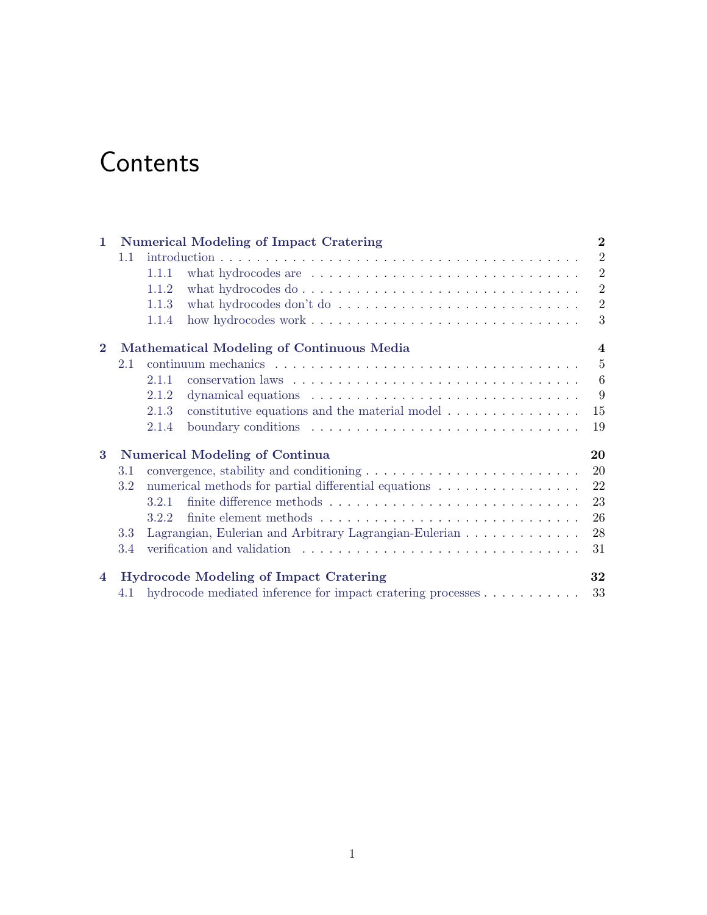# Contents

**1 Numerical Modeling of Impact Cratering** — **2**

- 1.1 introduction — 2
  - 1.1.1 what hydrocodes are — 2
  - 1.1.2 what hydrocodes do — 2
  - 1.1.3 what hydrocodes don't do — 2
  - 1.1.4 how hydrocodes work — 3

**2 Mathematical Modeling of Continuous Media** — **4**

- 2.1 continuum mechanics — 5
  - 2.1.1 conservation laws — 6
  - 2.1.2 dynamical equations — 9
  - 2.1.3 constitutive equations and the material model — 15
  - 2.1.4 boundary conditions — 19

**3 Numerical Modeling of Continua** — **20**

- 3.1 convergence, stability and conditioning — 20
- 3.2 numerical methods for partial differential equations — 22
  - 3.2.1 finite difference methods — 23
  - 3.2.2 finite element methods — 26
- 3.3 Lagrangian, Eulerian and Arbitrary Lagrangian-Eulerian — 28
- 3.4 verification and validation — 31

**4 Hydrocode Modeling of Impact Cratering** — **32**

- 4.1 hydrocode mediated inference for impact cratering processes — 33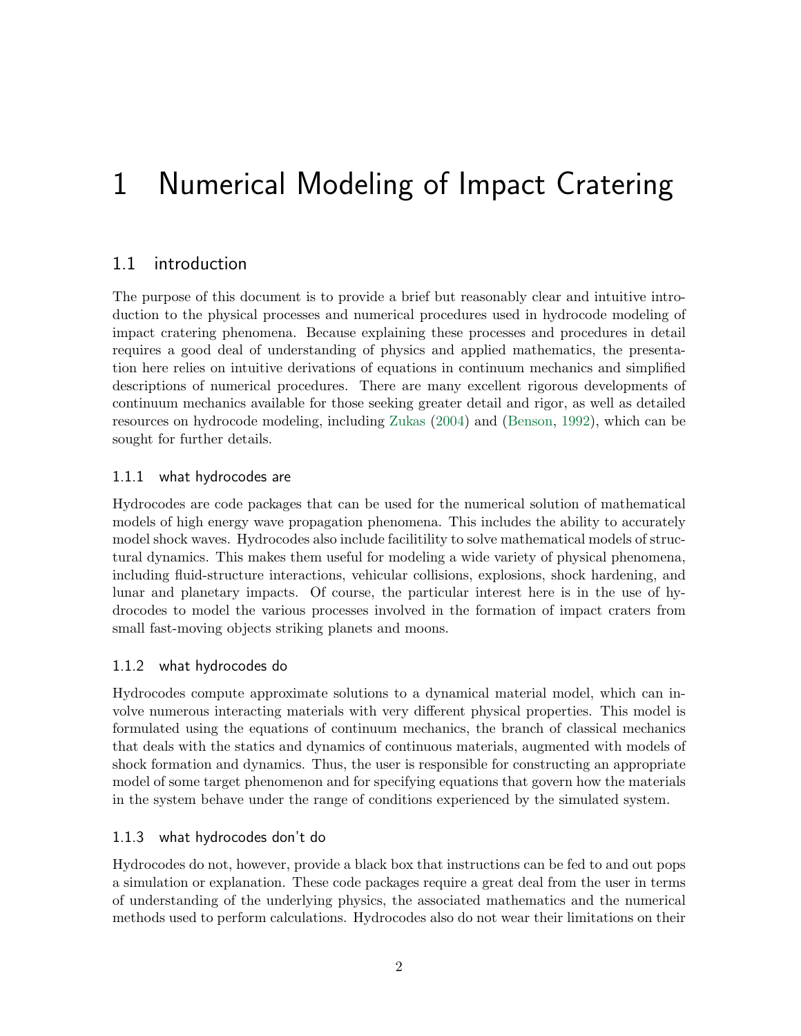# 1 Numerical Modeling of Impact Cratering

## 1.1 introduction

The purpose of this document is to provide a brief but reasonably clear and intuitive introduction to the physical processes and numerical procedures used in hydrocode modeling of impact cratering phenomena. Because explaining these processes and procedures in detail requires a good deal of understanding of physics and applied mathematics, the presentation here relies on intuitive derivations of equations in continuum mechanics and simplified descriptions of numerical procedures. There are many excellent rigorous developments of continuum mechanics available for those seeking greater detail and rigor, as well as detailed resources on hydrocode modeling, including Zukas (2004) and (Benson, 1992), which can be sought for further details.

### 1.1.1 what hydrocodes are

Hydrocodes are code packages that can be used for the numerical solution of mathematical models of high energy wave propagation phenomena. This includes the ability to accurately model shock waves. Hydrocodes also include facilitility to solve mathematical models of structural dynamics. This makes them useful for modeling a wide variety of physical phenomena, including fluid-structure interactions, vehicular collisions, explosions, shock hardening, and lunar and planetary impacts. Of course, the particular interest here is in the use of hydrocodes to model the various processes involved in the formation of impact craters from small fast-moving objects striking planets and moons.

### 1.1.2 what hydrocodes do

Hydrocodes compute approximate solutions to a dynamical material model, which can involve numerous interacting materials with very different physical properties. This model is formulated using the equations of continuum mechanics, the branch of classical mechanics that deals with the statics and dynamics of continuous materials, augmented with models of shock formation and dynamics. Thus, the user is responsible for constructing an appropriate model of some target phenomenon and for specifying equations that govern how the materials in the system behave under the range of conditions experienced by the simulated system.

### 1.1.3 what hydrocodes don't do

Hydrocodes do not, however, provide a black box that instructions can be fed to and out pops a simulation or explanation. These code packages require a great deal from the user in terms of understanding of the underlying physics, the associated mathematics and the numerical methods used to perform calculations. Hydrocodes also do not wear their limitations on their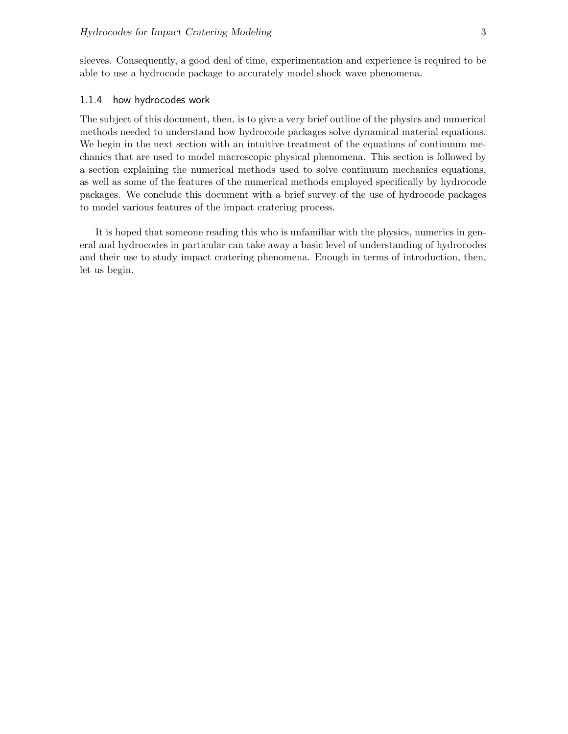sleeves. Consequently, a good deal of time, experimentation and experience is required to be able to use a hydrocode package to accurately model shock wave phenomena.

### 1.1.4 how hydrocodes work

The subject of this document, then, is to give a very brief outline of the physics and numerical methods needed to understand how hydrocode packages solve dynamical material equations. We begin in the next section with an intuitive treatment of the equations of continuum mechanics that are used to model macroscopic physical phenomena. This section is followed by a section explaining the numerical methods used to solve continuum mechanics equations, as well as some of the features of the numerical methods employed specifically by hydrocode packages. We conclude this document with a brief survey of the use of hydrocode packages to model various features of the impact cratering process.

It is hoped that someone reading this who is unfamiliar with the physics, numerics in general and hydrocodes in particular can take away a basic level of understanding of hydrocodes and their use to study impact cratering phenomena. Enough in terms of introduction, then, let us begin.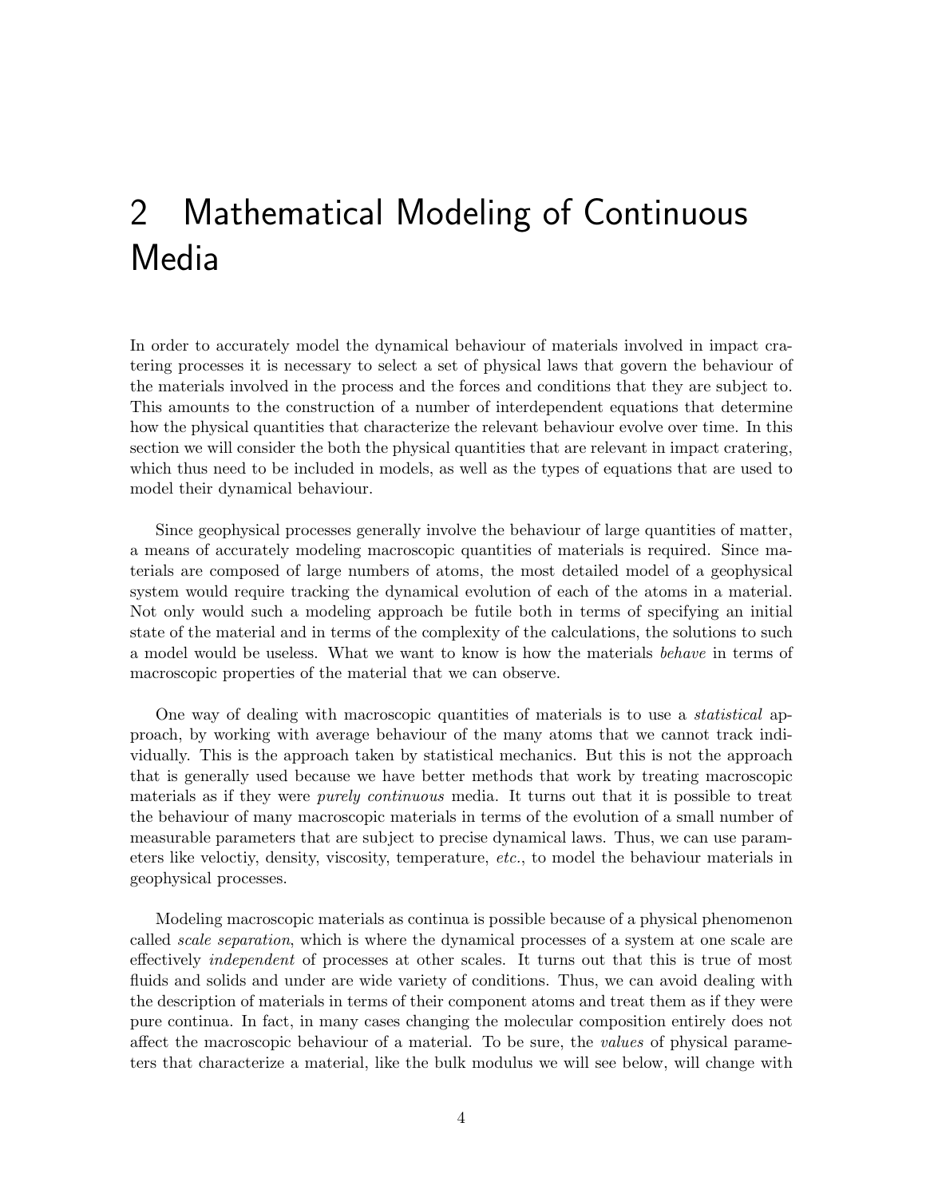# 2 Mathematical Modeling of Continuous Media

In order to accurately model the dynamical behaviour of materials involved in impact cratering processes it is necessary to select a set of physical laws that govern the behaviour of the materials involved in the process and the forces and conditions that they are subject to. This amounts to the construction of a number of interdependent equations that determine how the physical quantities that characterize the relevant behaviour evolve over time. In this section we will consider the both the physical quantities that are relevant in impact cratering, which thus need to be included in models, as well as the types of equations that are used to model their dynamical behaviour.

Since geophysical processes generally involve the behaviour of large quantities of matter, a means of accurately modeling macroscopic quantities of materials is required. Since materials are composed of large numbers of atoms, the most detailed model of a geophysical system would require tracking the dynamical evolution of each of the atoms in a material. Not only would such a modeling approach be futile both in terms of specifying an initial state of the material and in terms of the complexity of the calculations, the solutions to such a model would be useless. What we want to know is how the materials *behave* in terms of macroscopic properties of the material that we can observe.

One way of dealing with macroscopic quantities of materials is to use a *statistical* approach, by working with average behaviour of the many atoms that we cannot track individually. This is the approach taken by statistical mechanics. But this is not the approach that is generally used because we have better methods that work by treating macroscopic materials as if they were *purely continuous* media. It turns out that it is possible to treat the behaviour of many macroscopic materials in terms of the evolution of a small number of measurable parameters that are subject to precise dynamical laws. Thus, we can use parameters like veloctiy, density, viscosity, temperature, *etc.*, to model the behaviour materials in geophysical processes.

Modeling macroscopic materials as continua is possible because of a physical phenomenon called *scale separation*, which is where the dynamical processes of a system at one scale are effectively *independent* of processes at other scales. It turns out that this is true of most fluids and solids and under are wide variety of conditions. Thus, we can avoid dealing with the description of materials in terms of their component atoms and treat them as if they were pure continua. In fact, in many cases changing the molecular composition entirely does not affect the macroscopic behaviour of a material. To be sure, the *values* of physical parameters that characterize a material, like the bulk modulus we will see below, will change with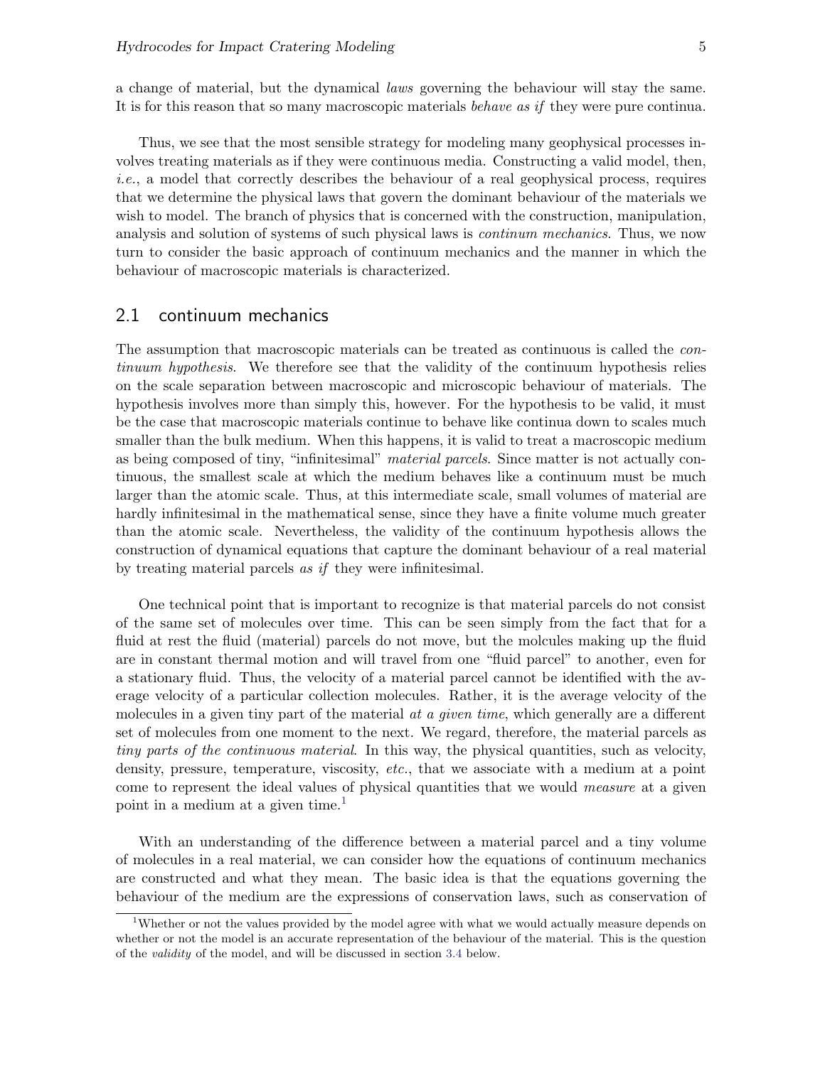a change of material, but the dynamical *laws* governing the behaviour will stay the same. It is for this reason that so many macroscopic materials *behave as if* they were pure continua.

Thus, we see that the most sensible strategy for modeling many geophysical processes involves treating materials as if they were continuous media. Constructing a valid model, then, *i.e.*, a model that correctly describes the behaviour of a real geophysical process, requires that we determine the physical laws that govern the dominant behaviour of the materials we wish to model. The branch of physics that is concerned with the construction, manipulation, analysis and solution of systems of such physical laws is *continum mechanics*. Thus, we now turn to consider the basic approach of continuum mechanics and the manner in which the behaviour of macroscopic materials is characterized.

## 2.1 continuum mechanics

The assumption that macroscopic materials can be treated as continuous is called the *continuum hypothesis*. We therefore see that the validity of the continuum hypothesis relies on the scale separation between macroscopic and microscopic behaviour of materials. The hypothesis involves more than simply this, however. For the hypothesis to be valid, it must be the case that macroscopic materials continue to behave like continua down to scales much smaller than the bulk medium. When this happens, it is valid to treat a macroscopic medium as being composed of tiny, "infinitesimal" *material parcels*. Since matter is not actually continuous, the smallest scale at which the medium behaves like a continuum must be much larger than the atomic scale. Thus, at this intermediate scale, small volumes of material are hardly infinitesimal in the mathematical sense, since they have a finite volume much greater than the atomic scale. Nevertheless, the validity of the continuum hypothesis allows the construction of dynamical equations that capture the dominant behaviour of a real material by treating material parcels *as if* they were infinitesimal.

One technical point that is important to recognize is that material parcels do not consist of the same set of molecules over time. This can be seen simply from the fact that for a fluid at rest the fluid (material) parcels do not move, but the molcules making up the fluid are in constant thermal motion and will travel from one "fluid parcel" to another, even for a stationary fluid. Thus, the velocity of a material parcel cannot be identified with the average velocity of a particular collection molecules. Rather, it is the average velocity of the molecules in a given tiny part of the material *at a given time*, which generally are a different set of molecules from one moment to the next. We regard, therefore, the material parcels as *tiny parts of the continuous material*. In this way, the physical quantities, such as velocity, density, pressure, temperature, viscosity, *etc.*, that we associate with a medium at a point come to represent the ideal values of physical quantities that we would *measure* at a given point in a medium at a given time.[1]

With an understanding of the difference between a material parcel and a tiny volume of molecules in a real material, we can consider how the equations of continuum mechanics are constructed and what they mean. The basic idea is that the equations governing the behaviour of the medium are the expressions of conservation laws, such as conservation of

---

[1] Whether or not the values provided by the model agree with what we would actually measure depends on whether or not the model is an accurate representation of the behaviour of the material. This is the question of the *validity* of the model, and will be discussed in section 3.4 below.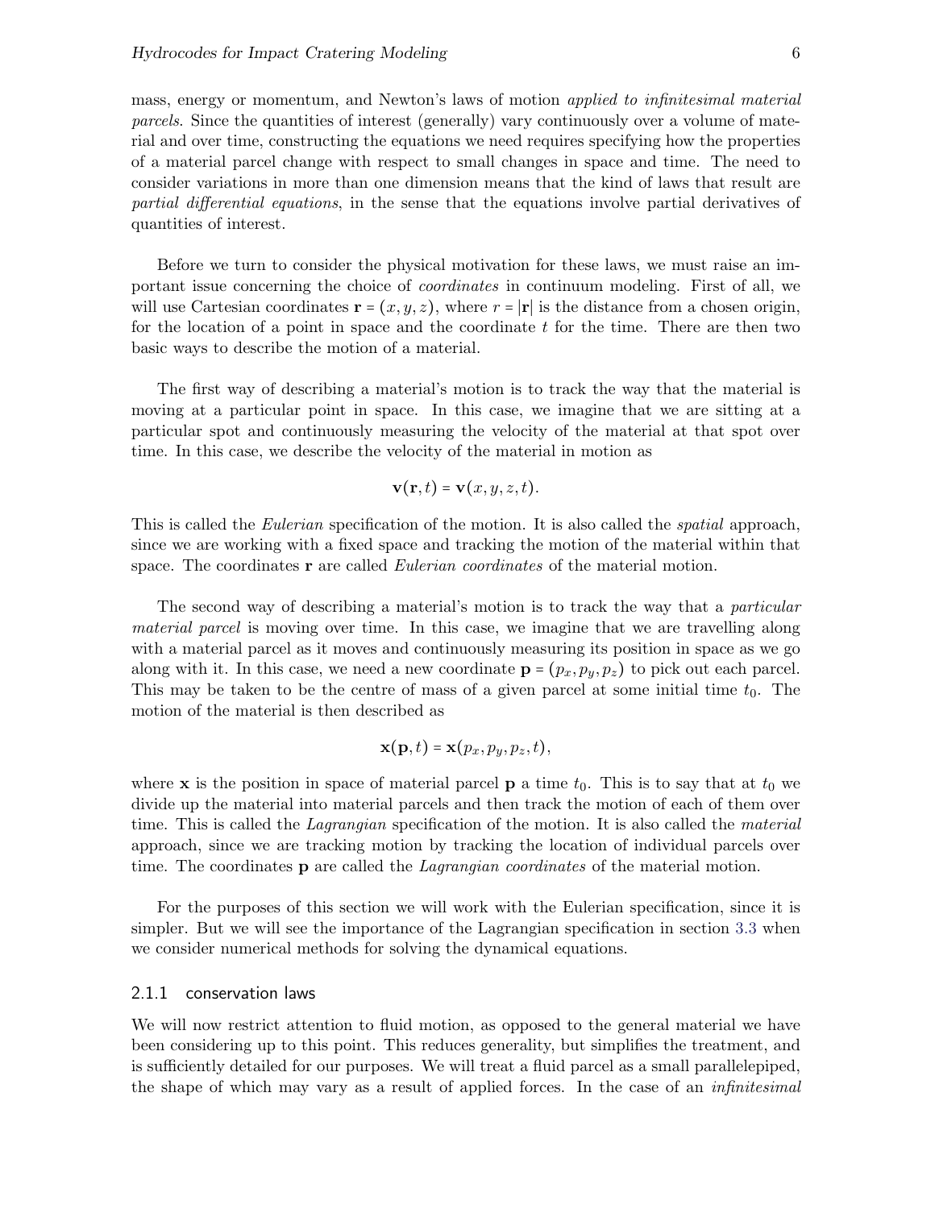mass, energy or momentum, and Newton's laws of motion *applied to infinitesimal material parcels*. Since the quantities of interest (generally) vary continuously over a volume of material and over time, constructing the equations we need requires specifying how the properties of a material parcel change with respect to small changes in space and time. The need to consider variations in more than one dimension means that the kind of laws that result are *partial differential equations*, in the sense that the equations involve partial derivatives of quantities of interest.

Before we turn to consider the physical motivation for these laws, we must raise an important issue concerning the choice of *coordinates* in continuum modeling. First of all, we will use Cartesian coordinates $\mathbf{r} = (x, y, z)$, where $r = |\mathbf{r}|$ is the distance from a chosen origin, for the location of a point in space and the coordinate $t$ for the time. There are then two basic ways to describe the motion of a material.

The first way of describing a material's motion is to track the way that the material is moving at a particular point in space. In this case, we imagine that we are sitting at a particular spot and continuously measuring the velocity of the material at that spot over time. In this case, we describe the velocity of the material in motion as

$$\mathbf{v}(\mathbf{r}, t) = \mathbf{v}(x, y, z, t).$$

This is called the *Eulerian* specification of the motion. It is also called the *spatial* approach, since we are working with a fixed space and tracking the motion of the material within that space. The coordinates $\mathbf{r}$ are called *Eulerian coordinates* of the material motion.

The second way of describing a material's motion is to track the way that a *particular material parcel* is moving over time. In this case, we imagine that we are travelling along with a material parcel as it moves and continuously measuring its position in space as we go along with it. In this case, we need a new coordinate $\mathbf{p} = (p_x, p_y, p_z)$ to pick out each parcel. This may be taken to be the centre of mass of a given parcel at some initial time $t_0$. The motion of the material is then described as

$$\mathbf{x}(\mathbf{p}, t) = \mathbf{x}(p_x, p_y, p_z, t),$$

where $\mathbf{x}$ is the position in space of material parcel $\mathbf{p}$ a time $t_0$. This is to say that at $t_0$ we divide up the material into material parcels and then track the motion of each of them over time. This is called the *Lagrangian* specification of the motion. It is also called the *material* approach, since we are tracking motion by tracking the location of individual parcels over time. The coordinates $\mathbf{p}$ are called the *Lagrangian coordinates* of the material motion.

For the purposes of this section we will work with the Eulerian specification, since it is simpler. But we will see the importance of the Lagrangian specification in section 3.3 when we consider numerical methods for solving the dynamical equations.

### 2.1.1 conservation laws

We will now restrict attention to fluid motion, as opposed to the general material we have been considering up to this point. This reduces generality, but simplifies the treatment, and is sufficiently detailed for our purposes. We will treat a fluid parcel as a small parallelepiped, the shape of which may vary as a result of applied forces. In the case of an *infinitesimal*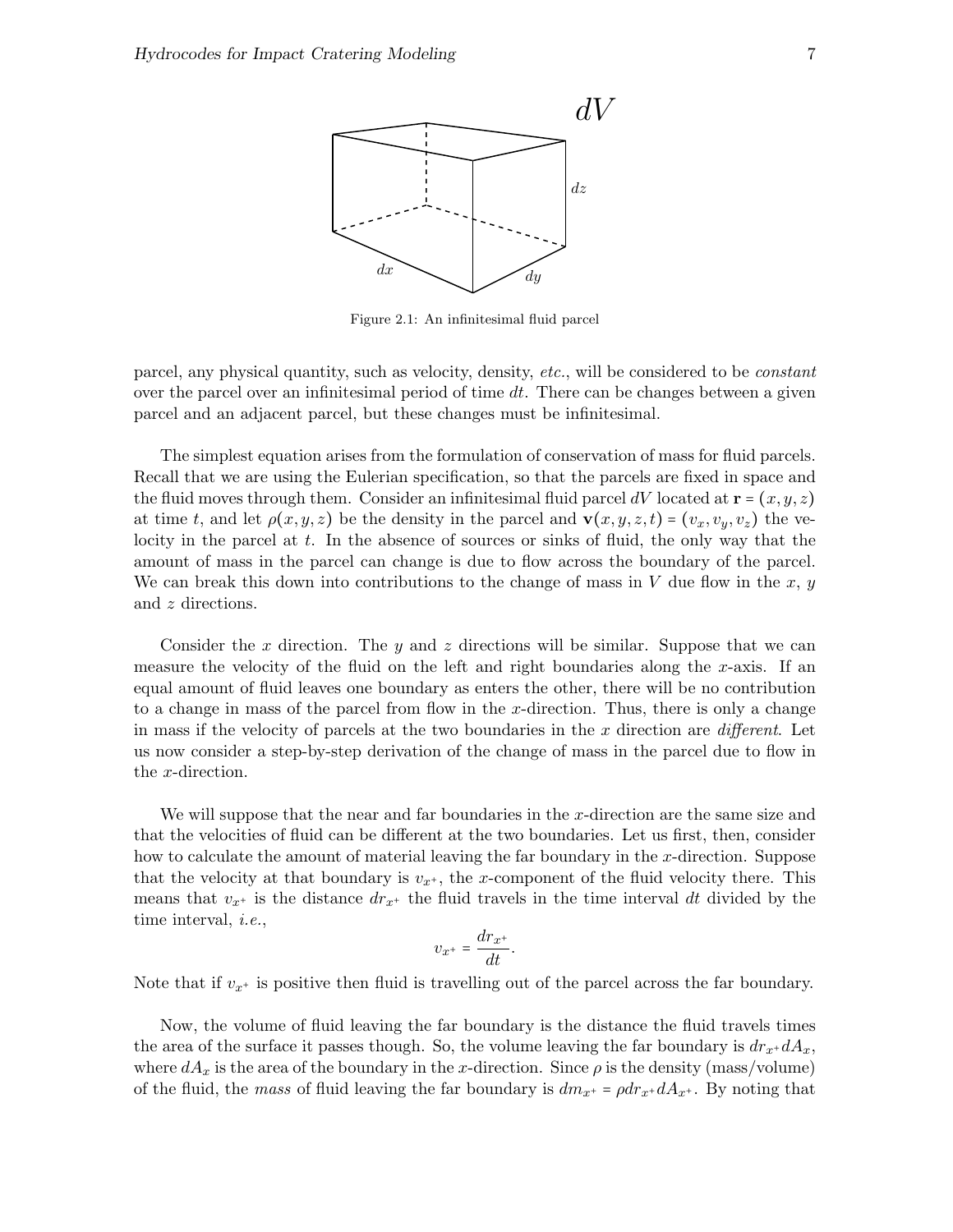Figure 2.1: An infinitesimal fluid parcel

parcel, any physical quantity, such as velocity, density, *etc.*, will be considered to be *constant* over the parcel over an infinitesimal period of time $dt$. There can be changes between a given parcel and an adjacent parcel, but these changes must be infinitesimal.

The simplest equation arises from the formulation of conservation of mass for fluid parcels. Recall that we are using the Eulerian specification, so that the parcels are fixed in space and the fluid moves through them. Consider an infinitesimal fluid parcel $dV$ located at $\mathbf{r} = (x, y, z)$ at time $t$, and let $\rho(x, y, z)$ be the density in the parcel and $\mathbf{v}(x, y, z, t) = (v_x, v_y, v_z)$ the velocity in the parcel at $t$. In the absence of sources or sinks of fluid, the only way that the amount of mass in the parcel can change is due to flow across the boundary of the parcel. We can break this down into contributions to the change of mass in $V$ due flow in the $x$, $y$ and $z$ directions.

Consider the $x$ direction. The $y$ and $z$ directions will be similar. Suppose that we can measure the velocity of the fluid on the left and right boundaries along the $x$-axis. If an equal amount of fluid leaves one boundary as enters the other, there will be no contribution to a change in mass of the parcel from flow in the $x$-direction. Thus, there is only a change in mass if the velocity of parcels at the two boundaries in the $x$ direction are *different*. Let us now consider a step-by-step derivation of the change of mass in the parcel due to flow in the $x$-direction.

We will suppose that the near and far boundaries in the $x$-direction are the same size and that the velocities of fluid can be different at the two boundaries. Let us first, then, consider how to calculate the amount of material leaving the far boundary in the $x$-direction. Suppose that the velocity at that boundary is $v_{x^+}$, the $x$-component of the fluid velocity there. This means that $v_{x^+}$ is the distance $dr_{x^+}$ the fluid travels in the time interval $dt$ divided by the time interval, *i.e.*,

$$v_{x^+} = \frac{dr_{x^+}}{dt}.$$

Note that if $v_{x^+}$ is positive then fluid is travelling out of the parcel across the far boundary.

Now, the volume of fluid leaving the far boundary is the distance the fluid travels times the area of the surface it passes though. So, the volume leaving the far boundary is $dr_{x^+} dA_x$, where $dA_x$ is the area of the boundary in the $x$-direction. Since $\rho$ is the density (mass/volume) of the fluid, the *mass* of fluid leaving the far boundary is $dm_{x^+} = \rho dr_{x^+} dA_{x^+}$. By noting that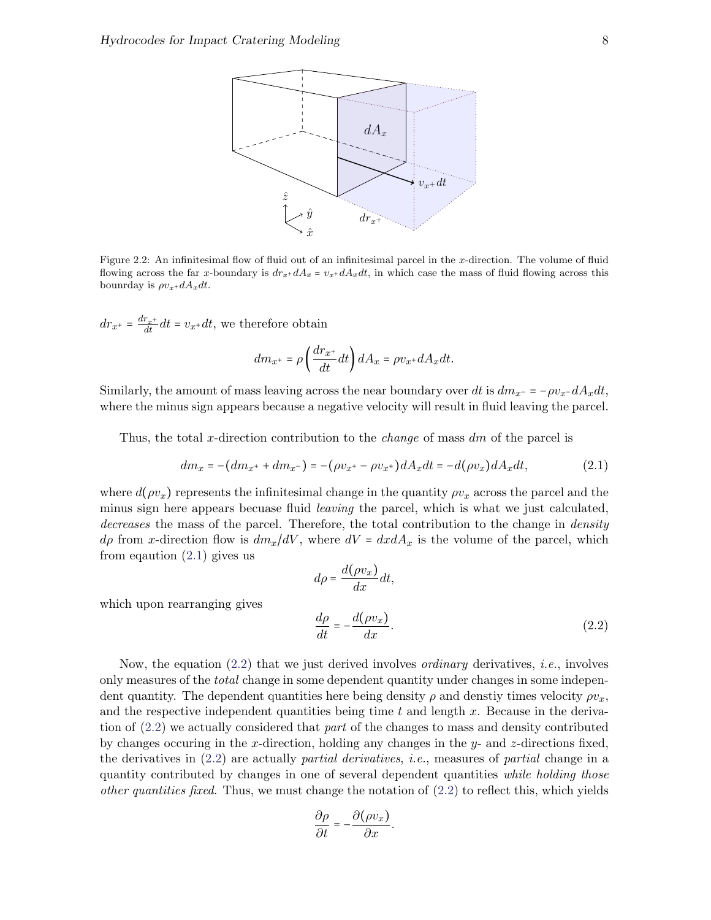Figure 2.2: An infinitesimal flow of fluid out of an infinitesimal parcel in the $x$-direction. The volume of fluid flowing across the far $x$-boundary is $dr_{x^+} dA_x = v_{x^+} dA_x dt$, in which case the mass of fluid flowing across this bounrday is $\rho v_{x^+} dA_x dt$.

$dr_{x^+} = \frac{dr_{x^+}}{dt} dt = v_{x^+} dt$, we therefore obtain

$$dm_{x^+} = \rho \left( \frac{dr_{x^+}}{dt} dt \right) dA_x = \rho v_{x^+} dA_x dt.$$

Similarly, the amount of mass leaving across the near boundary over $dt$ is $dm_{x^-} = -\rho v_{x^-} dA_x dt$, where the minus sign appears because a negative velocity will result in fluid leaving the parcel.

Thus, the total $x$-direction contribution to the *change* of mass $dm$ of the parcel is

$$dm_x = -(dm_{x^+} + dm_{x^-}) = -(\rho v_{x^+} - \rho v_{x^+}) dA_x dt = -d(\rho v_x) dA_x dt, \tag{2.1}$$

where $d(\rho v_x)$ represents the infinitesimal change in the quantity $\rho v_x$ across the parcel and the minus sign here appears becuase fluid *leaving* the parcel, which is what we just calculated, *decreases* the mass of the parcel. Therefore, the total contribution to the change in *density* $d\rho$ from $x$-direction flow is $dm_x/dV$, where $dV = dx dA_x$ is the volume of the parcel, which from eqaution (2.1) gives us

$$d\rho = \frac{d(\rho v_x)}{dx} dt,$$

which upon rearranging gives

$$\frac{d\rho}{dt} = -\frac{d(\rho v_x)}{dx}. \tag{2.2}$$

Now, the equation (2.2) that we just derived involves *ordinary* derivatives, *i.e.*, involves only measures of the *total* change in some dependent quantity under changes in some independent quantity. The dependent quantities here being density $\rho$ and denstiy times velocity $\rho v_x$, and the respective independent quantities being time $t$ and length $x$. Because in the derivation of (2.2) we actually considered that *part* of the changes to mass and density contributed by changes occuring in the $x$-direction, holding any changes in the $y$- and $z$-directions fixed, the derivatives in (2.2) are actually *partial derivatives*, *i.e.*, measures of *partial* change in a quantity contributed by changes in one of several dependent quantities *while holding those other quantities fixed*. Thus, we must change the notation of (2.2) to reflect this, which yields

$$\frac{\partial \rho}{\partial t} = -\frac{\partial(\rho v_x)}{\partial x}.$$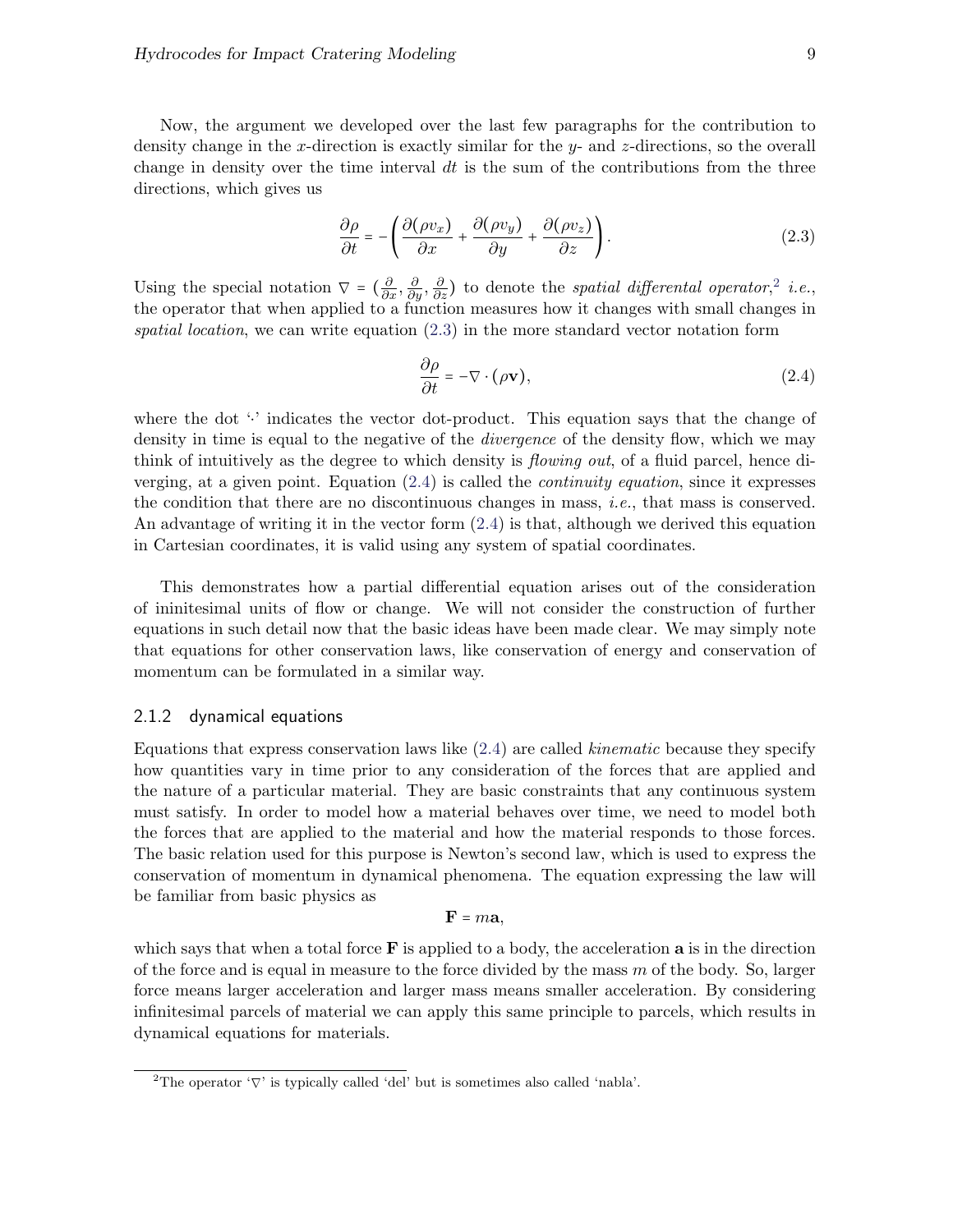Now, the argument we developed over the last few paragraphs for the contribution to density change in the $x$-direction is exactly similar for the $y$- and $z$-directions, so the overall change in density over the time interval $dt$ is the sum of the contributions from the three directions, which gives us

$$\frac{\partial \rho}{\partial t} = -\left( \frac{\partial(\rho v_x)}{\partial x} + \frac{\partial(\rho v_y)}{\partial y} + \frac{\partial(\rho v_z)}{\partial z} \right). \tag{2.3}$$

Using the special notation $\nabla = (\frac{\partial}{\partial x}, \frac{\partial}{\partial y}, \frac{\partial}{\partial z})$ to denote the *spatial differental operator*,[2] *i.e.*, the operator that when applied to a function measures how it changes with small changes in *spatial location*, we can write equation (2.3) in the more standard vector notation form

$$\frac{\partial \rho}{\partial t} = -\nabla \cdot (\rho \mathbf{v}), \tag{2.4}$$

where the dot '$\cdot$' indicates the vector dot-product. This equation says that the change of density in time is equal to the negative of the *divergence* of the density flow, which we may think of intuitively as the degree to which density is *flowing out*, of a fluid parcel, hence diverging, at a given point. Equation (2.4) is called the *continuity equation*, since it expresses the condition that there are no discontinuous changes in mass, *i.e.*, that mass is conserved. An advantage of writing it in the vector form (2.4) is that, although we derived this equation in Cartesian coordinates, it is valid using any system of spatial coordinates.

This demonstrates how a partial differential equation arises out of the consideration of ininitesimal units of flow or change. We will not consider the construction of further equations in such detail now that the basic ideas have been made clear. We may simply note that equations for other conservation laws, like conservation of energy and conservation of momentum can be formulated in a similar way.

### 2.1.2 dynamical equations

Equations that express conservation laws like (2.4) are called *kinematic* because they specify how quantities vary in time prior to any consideration of the forces that are applied and the nature of a particular material. They are basic constraints that any continuous system must satisfy. In order to model how a material behaves over time, we need to model both the forces that are applied to the material and how the material responds to those forces. The basic relation used for this purpose is Newton's second law, which is used to express the conservation of momentum in dynamical phenomena. The equation expressing the law will be familiar from basic physics as

$$\mathbf{F} = m\mathbf{a},$$

which says that when a total force $\mathbf{F}$ is applied to a body, the acceleration $\mathbf{a}$ is in the direction of the force and is equal in measure to the force divided by the mass $m$ of the body. So, larger force means larger acceleration and larger mass means smaller acceleration. By considering infinitesimal parcels of material we can apply this same principle to parcels, which results in dynamical equations for materials.

[2] The operator '$\nabla$' is typically called 'del' but is sometimes also called 'nabla'.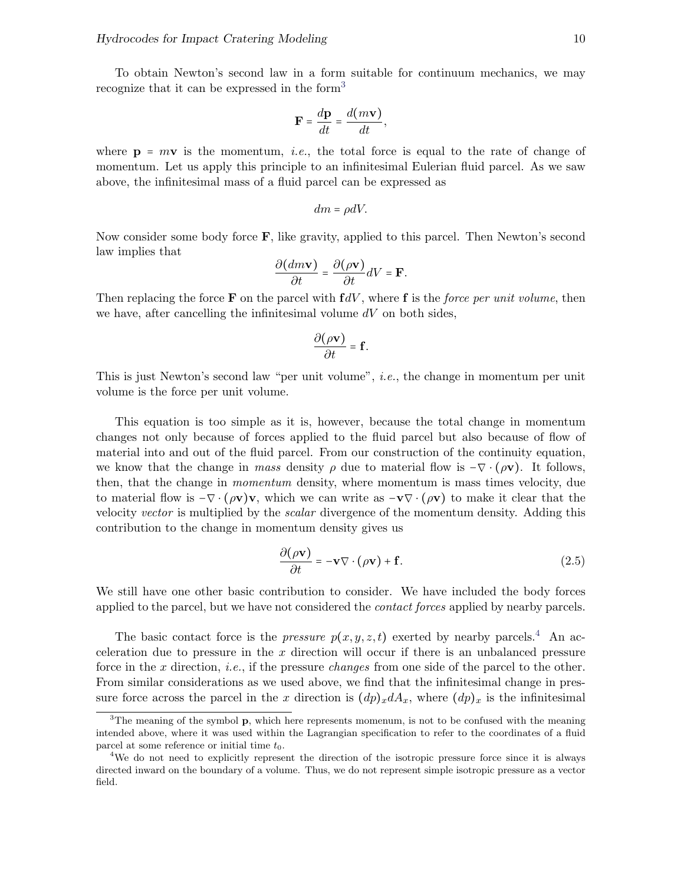To obtain Newton's second law in a form suitable for continuum mechanics, we may recognize that it can be expressed in the form[3]

$$\mathbf{F} = \frac{d\mathbf{p}}{dt} = \frac{d(m\mathbf{v})}{dt},$$

where $\mathbf{p} = m\mathbf{v}$ is the momentum, *i.e.*, the total force is equal to the rate of change of momentum. Let us apply this principle to an infinitesimal Eulerian fluid parcel. As we saw above, the infinitesimal mass of a fluid parcel can be expressed as

$$dm = \rho dV.$$

Now consider some body force $\mathbf{F}$, like gravity, applied to this parcel. Then Newton's second law implies that

$$\frac{\partial(dm\mathbf{v})}{\partial t} = \frac{\partial(\rho\mathbf{v})}{\partial t}dV = \mathbf{F}.$$

Then replacing the force $\mathbf{F}$ on the parcel with $\mathbf{f}dV$, where $\mathbf{f}$ is the *force per unit volume*, then we have, after cancelling the infinitesimal volume $dV$ on both sides,

$$\frac{\partial(\rho\mathbf{v})}{\partial t} = \mathbf{f}.$$

This is just Newton's second law "per unit volume", *i.e.*, the change in momentum per unit volume is the force per unit volume.

This equation is too simple as it is, however, because the total change in momentum changes not only because of forces applied to the fluid parcel but also because of flow of material into and out of the fluid parcel. From our construction of the continuity equation, we know that the change in *mass* density $\rho$ due to material flow is $-\nabla\cdot(\rho\mathbf{v})$. It follows, then, that the change in *momentum* density, where momentum is mass times velocity, due to material flow is $-\nabla\cdot(\rho\mathbf{v})\mathbf{v}$, which we can write as $-\mathbf{v}\nabla\cdot(\rho\mathbf{v})$ to make it clear that the velocity *vector* is multiplied by the *scalar* divergence of the momentum density. Adding this contribution to the change in momentum density gives us

$$\frac{\partial(\rho\mathbf{v})}{\partial t} = -\mathbf{v}\nabla\cdot(\rho\mathbf{v}) + \mathbf{f}. \tag{2.5}$$

We still have one other basic contribution to consider. We have included the body forces applied to the parcel, but we have not considered the *contact forces* applied by nearby parcels.

The basic contact force is the *pressure* $p(x, y, z, t)$ exerted by nearby parcels.[4] An acceleration due to pressure in the $x$ direction will occur if there is an unbalanced pressure force in the $x$ direction, *i.e.*, if the pressure *changes* from one side of the parcel to the other. From similar considerations as we used above, we find that the infinitesimal change in pressure force across the parcel in the $x$ direction is $(dp)_x dA_x$, where $(dp)_x$ is the infinitesimal

---

[3] The meaning of the symbol $\mathbf{p}$, which here represents momenum, is not to be confused with the meaning intended above, where it was used within the Lagrangian specification to refer to the coordinates of a fluid parcel at some reference or initial time $t_0$.

[4] We do not need to explicitly represent the direction of the isotropic pressure force since it is always directed inward on the boundary of a volume. Thus, we do not represent simple isotropic pressure as a vector field.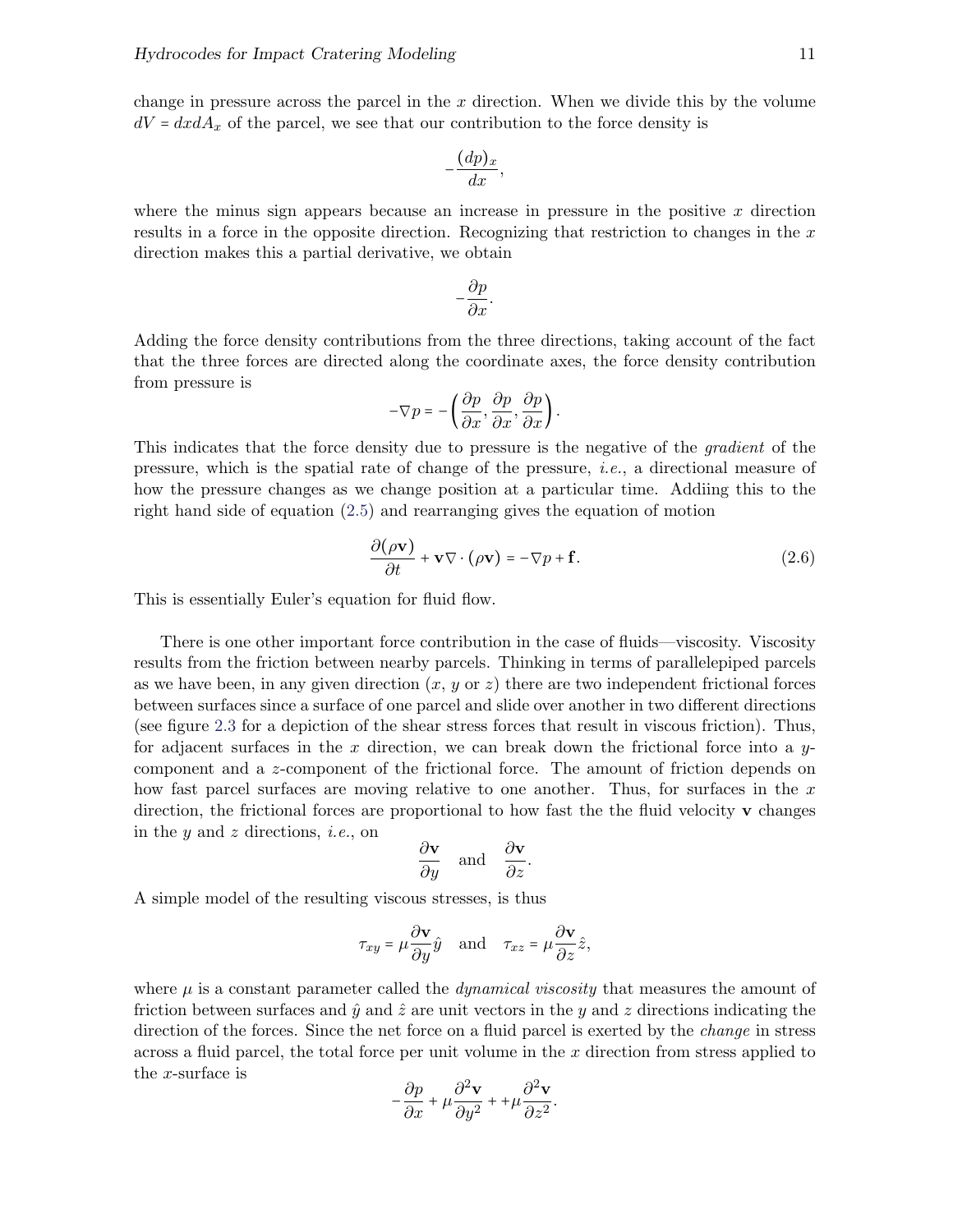change in pressure across the parcel in the $x$ direction. When we divide this by the volume $dV = dx dA_x$ of the parcel, we see that our contribution to the force density is

$$-\frac{(dp)_x}{dx},$$

where the minus sign appears because an increase in pressure in the positive $x$ direction results in a force in the opposite direction. Recognizing that restriction to changes in the $x$ direction makes this a partial derivative, we obtain

$$-\frac{\partial p}{\partial x}.$$

Adding the force density contributions from the three directions, taking account of the fact that the three forces are directed along the coordinate axes, the force density contribution from pressure is

$$-\nabla p = -\left(\frac{\partial p}{\partial x}, \frac{\partial p}{\partial x}, \frac{\partial p}{\partial x}\right).$$

This indicates that the force density due to pressure is the negative of the *gradient* of the pressure, which is the spatial rate of change of the pressure, *i.e.*, a directional measure of how the pressure changes as we change position at a particular time. Addiing this to the right hand side of equation (2.5) and rearranging gives the equation of motion

$$\frac{\partial(\rho \mathbf{v})}{\partial t} + \mathbf{v}\nabla \cdot (\rho \mathbf{v}) = -\nabla p + \mathbf{f}. \tag{2.6}$$

This is essentially Euler's equation for fluid flow.

There is one other important force contribution in the case of fluids—viscosity. Viscosity results from the friction between nearby parcels. Thinking in terms of parallelepiped parcels as we have been, in any given direction ($x$, $y$ or $z$) there are two independent frictional forces between surfaces since a surface of one parcel and slide over another in two different directions (see figure 2.3 for a depiction of the shear stress forces that result in viscous friction). Thus, for adjacent surfaces in the $x$ direction, we can break down the frictional force into a $y$-component and a $z$-component of the frictional force. The amount of friction depends on how fast parcel surfaces are moving relative to one another. Thus, for surfaces in the $x$ direction, the frictional forces are proportional to how fast the the fluid velocity $\mathbf{v}$ changes in the $y$ and $z$ directions, *i.e.*, on

$$\frac{\partial \mathbf{v}}{\partial y} \quad \text{and} \quad \frac{\partial \mathbf{v}}{\partial z}.$$

A simple model of the resulting viscous stresses, is thus

$$\tau_{xy} = \mu \frac{\partial \mathbf{v}}{\partial y}\hat{y} \quad \text{and} \quad \tau_{xz} = \mu \frac{\partial \mathbf{v}}{\partial z}\hat{z},$$

where $\mu$ is a constant parameter called the *dynamical viscosity* that measures the amount of friction between surfaces and $\hat{y}$ and $\hat{z}$ are unit vectors in the $y$ and $z$ directions indicating the direction of the forces. Since the net force on a fluid parcel is exerted by the *change* in stress across a fluid parcel, the total force per unit volume in the $x$ direction from stress applied to the $x$-surface is

$$-\frac{\partial p}{\partial x} + \mu \frac{\partial^2 \mathbf{v}}{\partial y^2} + +\mu \frac{\partial^2 \mathbf{v}}{\partial z^2}.$$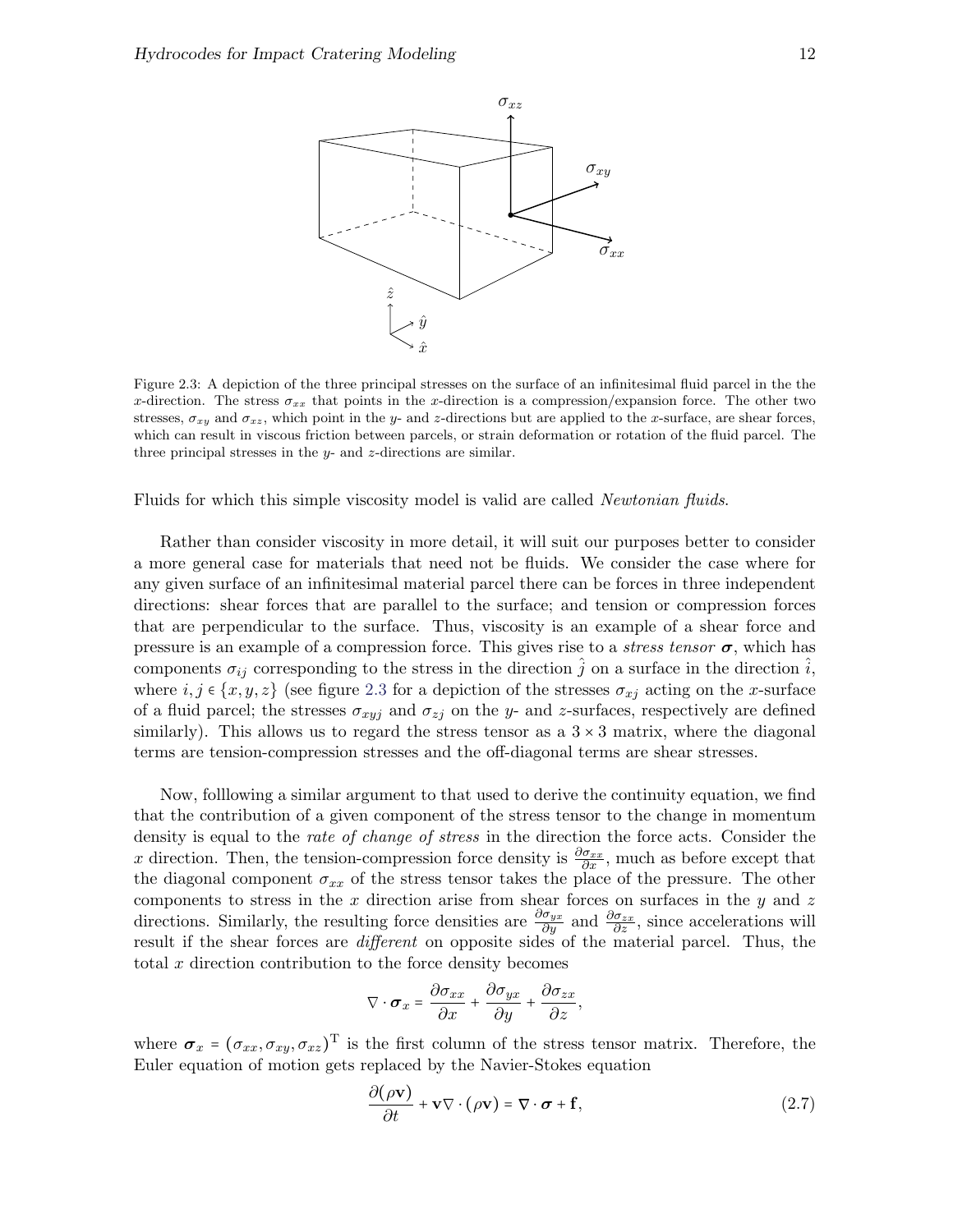Figure 2.3: A depiction of the three principal stresses on the surface of an infinitesimal fluid parcel in the the $x$-direction. The stress $\sigma_{xx}$ that points in the $x$-direction is a compression/expansion force. The other two stresses, $\sigma_{xy}$ and $\sigma_{xz}$, which point in the $y$- and $z$-directions but are applied to the $x$-surface, are shear forces, which can result in viscous friction between parcels, or strain deformation or rotation of the fluid parcel. The three principal stresses in the $y$- and $z$-directions are similar.

Fluids for which this simple viscosity model is valid are called *Newtonian fluids*.

Rather than consider viscosity in more detail, it will suit our purposes better to consider a more general case for materials that need not be fluids. We consider the case where for any given surface of an infinitesimal material parcel there can be forces in three independent directions: shear forces that are parallel to the surface; and tension or compression forces that are perpendicular to the surface. Thus, viscosity is an example of a shear force and pressure is an example of a compression force. This gives rise to a *stress tensor* $\boldsymbol{\sigma}$, which has components $\sigma_{ij}$ corresponding to the stress in the direction $\hat{j}$ on a surface in the direction $\hat{i}$, where $i, j \in \{x, y, z\}$ (see figure 2.3 for a depiction of the stresses $\sigma_{xj}$ acting on the $x$-surface of a fluid parcel; the stresses $\sigma_{xyj}$ and $\sigma_{zj}$ on the $y$- and $z$-surfaces, respectively are defined similarly). This allows us to regard the stress tensor as a $3 \times 3$ matrix, where the diagonal terms are tension-compression stresses and the off-diagonal terms are shear stresses.

Now, folllowing a similar argument to that used to derive the continuity equation, we find that the contribution of a given component of the stress tensor to the change in momentum density is equal to the *rate of change of stress* in the direction the force acts. Consider the $x$ direction. Then, the tension-compression force density is $\frac{\partial \sigma_{xx}}{\partial x}$, much as before except that the diagonal component $\sigma_{xx}$ of the stress tensor takes the place of the pressure. The other components to stress in the $x$ direction arise from shear forces on surfaces in the $y$ and $z$ directions. Similarly, the resulting force densities are $\frac{\partial \sigma_{yx}}{\partial y}$ and $\frac{\partial \sigma_{zx}}{\partial z}$, since accelerations will result if the shear forces are *different* on opposite sides of the material parcel. Thus, the total $x$ direction contribution to the force density becomes

$$\nabla \cdot \boldsymbol{\sigma}_x = \frac{\partial \sigma_{xx}}{\partial x} + \frac{\partial \sigma_{yx}}{\partial y} + \frac{\partial \sigma_{zx}}{\partial z},$$

where $\boldsymbol{\sigma}_x = (\sigma_{xx}, \sigma_{xy}, \sigma_{xz})^{\mathrm{T}}$ is the first column of the stress tensor matrix. Therefore, the Euler equation of motion gets replaced by the Navier-Stokes equation

$$\frac{\partial(\rho \mathbf{v})}{\partial t} + \mathbf{v} \nabla \cdot (\rho \mathbf{v}) = \boldsymbol{\nabla} \cdot \boldsymbol{\sigma} + \mathbf{f}, \tag{2.7}$$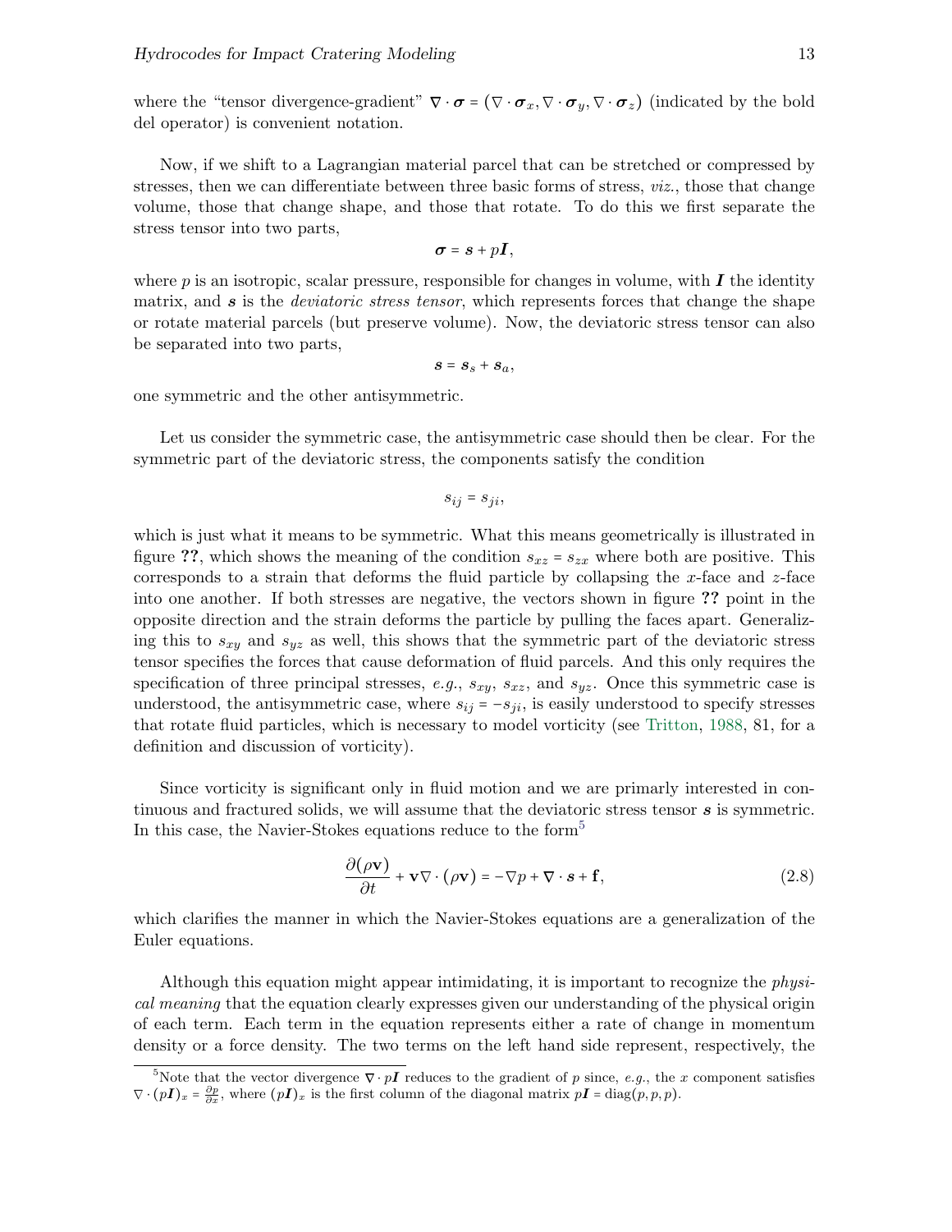where the "tensor divergence-gradient" $\boldsymbol{\nabla} \cdot \boldsymbol{\sigma} = (\nabla \cdot \boldsymbol{\sigma}_x, \nabla \cdot \boldsymbol{\sigma}_y, \nabla \cdot \boldsymbol{\sigma}_z)$ (indicated by the bold del operator) is convenient notation.

Now, if we shift to a Lagrangian material parcel that can be stretched or compressed by stresses, then we can differentiate between three basic forms of stress, *viz.*, those that change volume, those that change shape, and those that rotate. To do this we first separate the stress tensor into two parts,

$$\boldsymbol{\sigma} = \boldsymbol{s} + p\boldsymbol{I},$$

where $p$ is an isotropic, scalar pressure, responsible for changes in volume, with $\boldsymbol{I}$ the identity matrix, and $\boldsymbol{s}$ is the *deviatoric stress tensor*, which represents forces that change the shape or rotate material parcels (but preserve volume). Now, the deviatoric stress tensor can also be separated into two parts,

$$\boldsymbol{s} = \boldsymbol{s}_s + \boldsymbol{s}_a,$$

one symmetric and the other antisymmetric.

Let us consider the symmetric case, the antisymmetric case should then be clear. For the symmetric part of the deviatoric stress, the components satisfy the condition

$$s_{ij} = s_{ji},$$

which is just what it means to be symmetric. What this means geometrically is illustrated in figure **??**, which shows the meaning of the condition $s_{xz} = s_{zx}$ where both are positive. This corresponds to a strain that deforms the fluid particle by collapsing the $x$-face and $z$-face into one another. If both stresses are negative, the vectors shown in figure **??** point in the opposite direction and the strain deforms the particle by pulling the faces apart. Generalizing this to $s_{xy}$ and $s_{yz}$ as well, this shows that the symmetric part of the deviatoric stress tensor specifies the forces that cause deformation of fluid parcels. And this only requires the specification of three principal stresses, *e.g.*, $s_{xy}$, $s_{xz}$, and $s_{yz}$. Once this symmetric case is understood, the antisymmetric case, where $s_{ij} = -s_{ji}$, is easily understood to specify stresses that rotate fluid particles, which is necessary to model vorticity (see Tritton, 1988, 81, for a definition and discussion of vorticity).

Since vorticity is significant only in fluid motion and we are primarily interested in continuous and fractured solids, we will assume that the deviatoric stress tensor $\boldsymbol{s}$ is symmetric. In this case, the Navier-Stokes equations reduce to the form[5]

$$\frac{\partial(\rho\mathbf{v})}{\partial t} + \mathbf{v}\nabla \cdot (\rho\mathbf{v}) = -\nabla p + \boldsymbol{\nabla} \cdot \boldsymbol{s} + \mathbf{f}, \tag{2.8}$$

which clarifies the manner in which the Navier-Stokes equations are a generalization of the Euler equations.

Although this equation might appear intimidating, it is important to recognize the *physical meaning* that the equation clearly expresses given our understanding of the physical origin of each term. Each term in the equation represents either a rate of change in momentum density or a force density. The two terms on the left hand side represent, respectively, the

[5]Note that the vector divergence $\boldsymbol{\nabla} \cdot p\boldsymbol{I}$ reduces to the gradient of $p$ since, *e.g.*, the $x$ component satisfies $\nabla \cdot (p\boldsymbol{I})_x = \frac{\partial p}{\partial x}$, where $(p\boldsymbol{I})_x$ is the first column of the diagonal matrix $p\boldsymbol{I} = \mathrm{diag}(p, p, p)$.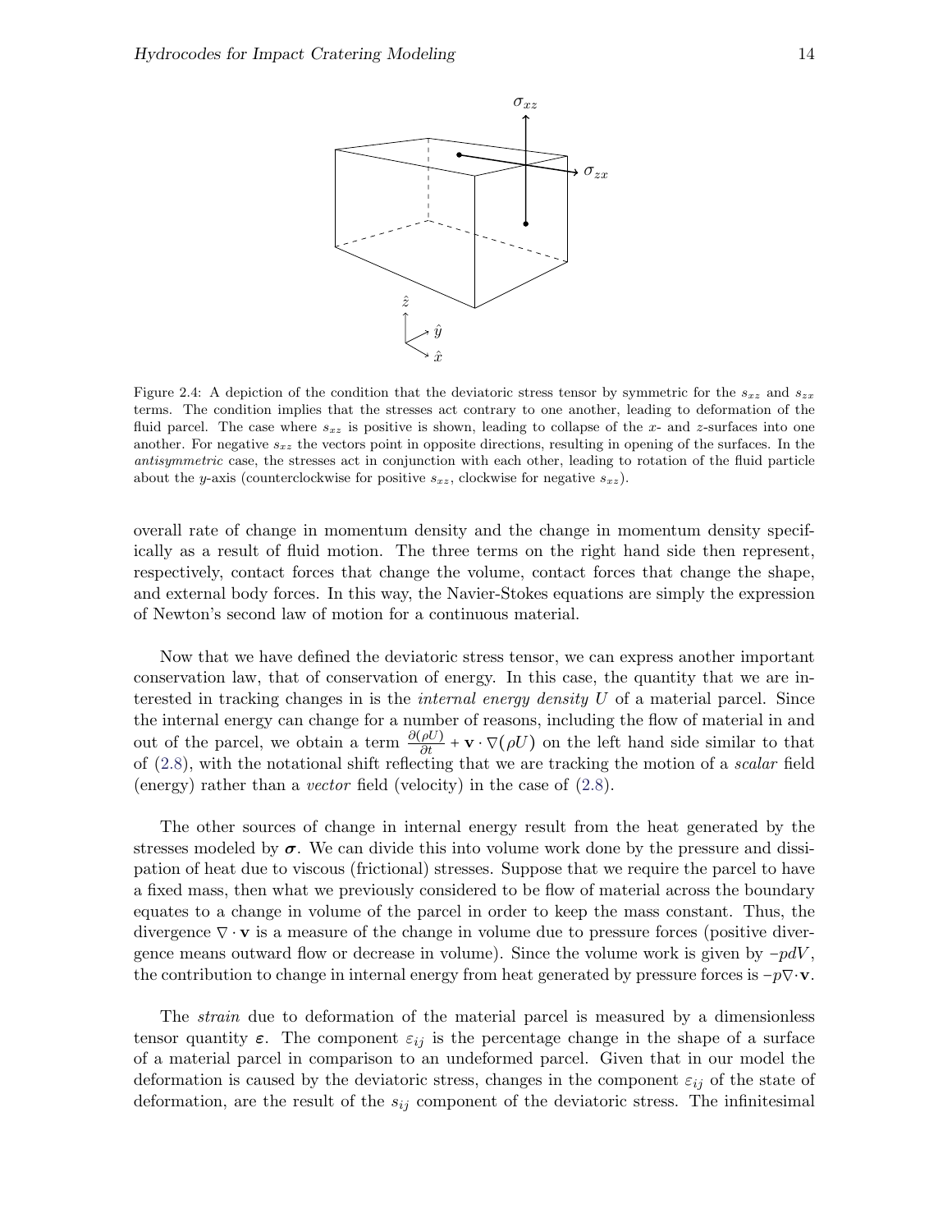Figure 2.4: A depiction of the condition that the deviatoric stress tensor by symmetric for the $s_{xz}$ and $s_{zx}$ terms. The condition implies that the stresses act contrary to one another, leading to deformation of the fluid parcel. The case where $s_{xz}$ is positive is shown, leading to collapse of the $x$- and $z$-surfaces into one another. For negative $s_{xz}$ the vectors point in opposite directions, resulting in opening of the surfaces. In the *antisymmetric* case, the stresses act in conjunction with each other, leading to rotation of the fluid particle about the $y$-axis (counterclockwise for positive $s_{xz}$, clockwise for negative $s_{xz}$).

overall rate of change in momentum density and the change in momentum density specifically as a result of fluid motion. The three terms on the right hand side then represent, respectively, contact forces that change the volume, contact forces that change the shape, and external body forces. In this way, the Navier-Stokes equations are simply the expression of Newton's second law of motion for a continuous material.

Now that we have defined the deviatoric stress tensor, we can express another important conservation law, that of conservation of energy. In this case, the quantity that we are interested in tracking changes in is the *internal energy density* $U$ of a material parcel. Since the internal energy can change for a number of reasons, including the flow of material in and out of the parcel, we obtain a term $\frac{\partial(\rho U)}{\partial t} + \mathbf{v} \cdot \nabla(\rho U)$ on the left hand side similar to that of (2.8), with the notational shift reflecting that we are tracking the motion of a *scalar* field (energy) rather than a *vector* field (velocity) in the case of (2.8).

The other sources of change in internal energy result from the heat generated by the stresses modeled by $\boldsymbol{\sigma}$. We can divide this into volume work done by the pressure and dissipation of heat due to viscous (frictional) stresses. Suppose that we require the parcel to have a fixed mass, then what we previously considered to be flow of material across the boundary equates to a change in volume of the parcel in order to keep the mass constant. Thus, the divergence $\nabla \cdot \mathbf{v}$ is a measure of the change in volume due to pressure forces (positive divergence means outward flow or decrease in volume). Since the volume work is given by $-pdV$, the contribution to change in internal energy from heat generated by pressure forces is $-p\nabla\cdot\mathbf{v}$.

The *strain* due to deformation of the material parcel is measured by a dimensionless tensor quantity $\boldsymbol{\varepsilon}$. The component $\varepsilon_{ij}$ is the percentage change in the shape of a surface of a material parcel in comparison to an undeformed parcel. Given that in our model the deformation is caused by the deviatoric stress, changes in the component $\varepsilon_{ij}$ of the state of deformation, are the result of the $s_{ij}$ component of the deviatoric stress. The infinitesimal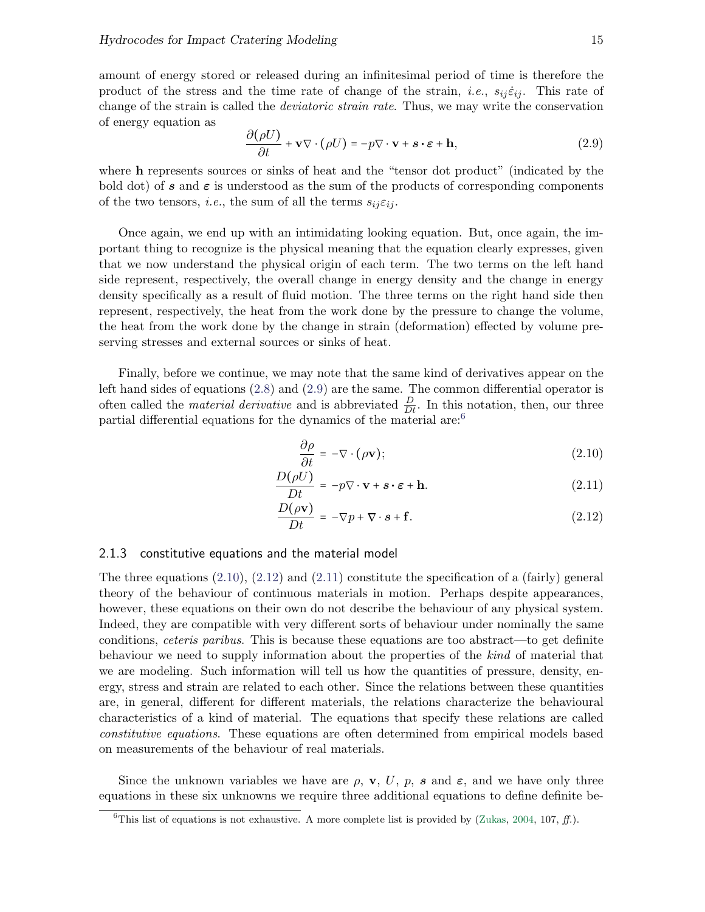amount of energy stored or released during an infinitesimal period of time is therefore the product of the stress and the time rate of change of the strain, *i.e.*, $s_{ij}\dot{\varepsilon}_{ij}$. This rate of change of the strain is called the *deviatoric strain rate*. Thus, we may write the conservation of energy equation as

$$\frac{\partial(\rho U)}{\partial t} + \mathbf{v}\nabla\cdot(\rho U) = -p\nabla\cdot\mathbf{v} + \boldsymbol{s}\boldsymbol{\cdot}\boldsymbol{\varepsilon} + \mathbf{h}, \tag{2.9}$$

where $\mathbf{h}$ represents sources or sinks of heat and the "tensor dot product" (indicated by the bold dot) of $\boldsymbol{s}$ and $\boldsymbol{\varepsilon}$ is understood as the sum of the products of corresponding components of the two tensors, *i.e.*, the sum of all the terms $s_{ij}\varepsilon_{ij}$.

Once again, we end up with an intimidating looking equation. But, once again, the important thing to recognize is the physical meaning that the equation clearly expresses, given that we now understand the physical origin of each term. The two terms on the left hand side represent, respectively, the overall change in energy density and the change in energy density specifically as a result of fluid motion. The three terms on the right hand side then represent, respectively, the heat from the work done by the pressure to change the volume, the heat from the work done by the change in strain (deformation) effected by volume preserving stresses and external sources or sinks of heat.

Finally, before we continue, we may note that the same kind of derivatives appear on the left hand sides of equations (2.8) and (2.9) are the same. The common differential operator is often called the *material derivative* and is abbreviated $\frac{D}{Dt}$. In this notation, then, our three partial differential equations for the dynamics of the material are:[6]

$$\frac{\partial\rho}{\partial t} = -\nabla\cdot(\rho\mathbf{v}); \tag{2.10}$$

$$\frac{D(\rho U)}{Dt} = -p\nabla\cdot\mathbf{v} + \boldsymbol{s}\boldsymbol{\cdot}\boldsymbol{\varepsilon} + \mathbf{h}. \tag{2.11}$$

$$\frac{D(\rho\mathbf{v})}{Dt} = -\nabla p + \boldsymbol{\nabla}\cdot\boldsymbol{s} + \mathbf{f}. \tag{2.12}$$

### 2.1.3 constitutive equations and the material model

The three equations (2.10), (2.12) and (2.11) constitute the specification of a (fairly) general theory of the behaviour of continuous materials in motion. Perhaps despite appearances, however, these equations on their own do not describe the behaviour of any physical system. Indeed, they are compatible with very different sorts of behaviour under nominally the same conditions, *ceteris paribus*. This is because these equations are too abstract—to get definite behaviour we need to supply information about the properties of the *kind* of material that we are modeling. Such information will tell us how the quantities of pressure, density, energy, stress and strain are related to each other. Since the relations between these quantities are, in general, different for different materials, the relations characterize the behavioural characteristics of a kind of material. The equations that specify these relations are called *constitutive equations*. These equations are often determined from empirical models based on measurements of the behaviour of real materials.

Since the unknown variables we have are $\rho$, $\mathbf{v}$, $U$, $p$, $\boldsymbol{s}$ and $\boldsymbol{\varepsilon}$, and we have only three equations in these six unknowns we require three additional equations to define definite be-

[6] This list of equations is not exhaustive. A more complete list is provided by (Zukas, 2004, 107, *ff.*).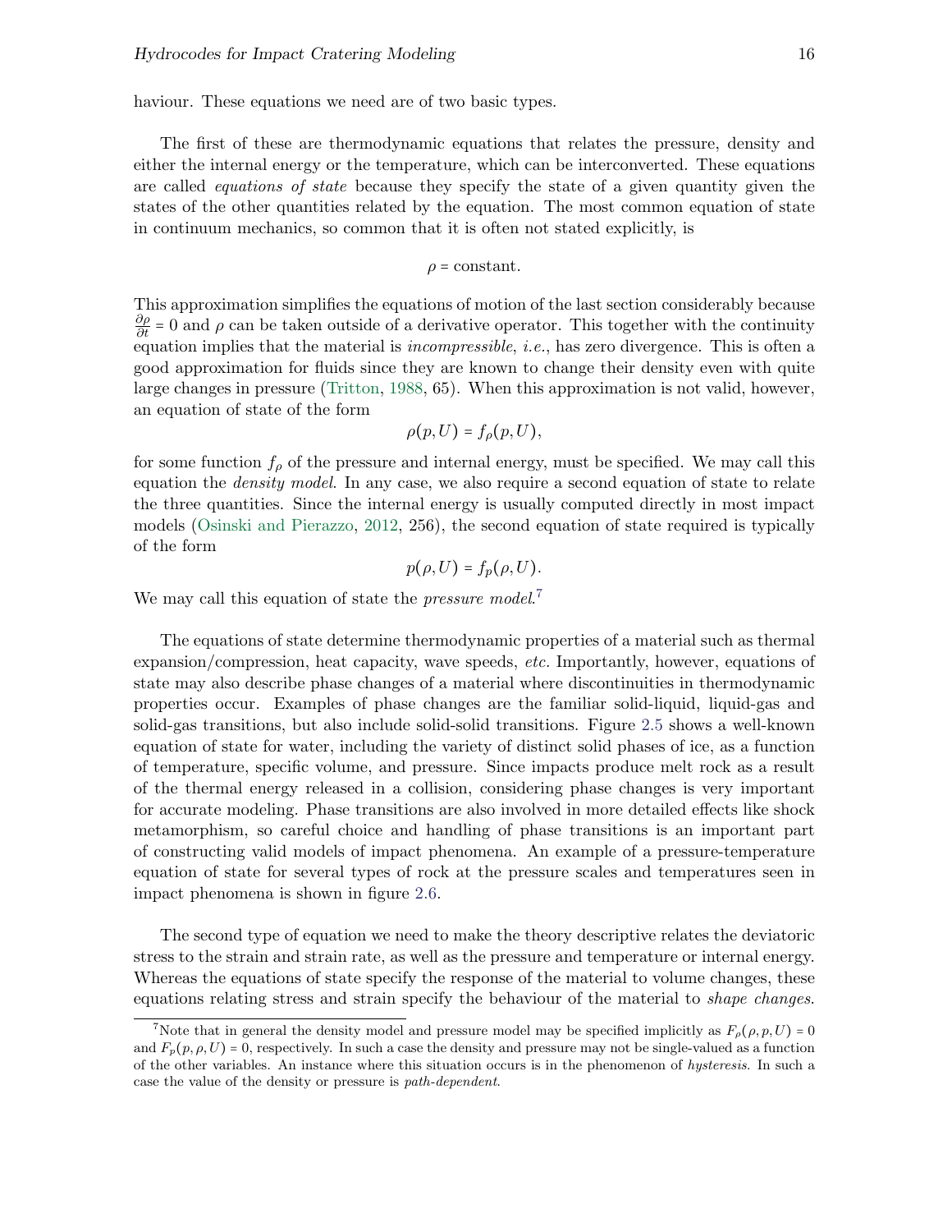haviour. These equations we need are of two basic types.

The first of these are thermodynamic equations that relates the pressure, density and either the internal energy or the temperature, which can be interconverted. These equations are called *equations of state* because they specify the state of a given quantity given the states of the other quantities related by the equation. The most common equation of state in continuum mechanics, so common that it is often not stated explicitly, is

$$\rho = \text{constant}.$$

This approximation simplifies the equations of motion of the last section considerably because $\frac{\partial \rho}{\partial t} = 0$ and $\rho$ can be taken outside of a derivative operator. This together with the continuity equation implies that the material is *incompressible*, *i.e.*, has zero divergence. This is often a good approximation for fluids since they are known to change their density even with quite large changes in pressure (Tritton, 1988, 65). When this approximation is not valid, however, an equation of state of the form

$$\rho(p, U) = f_\rho(p, U),$$

for some function $f_\rho$ of the pressure and internal energy, must be specified. We may call this equation the *density model*. In any case, we also require a second equation of state to relate the three quantities. Since the internal energy is usually computed directly in most impact models (Osinski and Pierazzo, 2012, 256), the second equation of state required is typically of the form

$$p(\rho, U) = f_p(\rho, U).$$

We may call this equation of state the *pressure model*.[7]

The equations of state determine thermodynamic properties of a material such as thermal expansion/compression, heat capacity, wave speeds, *etc.* Importantly, however, equations of state may also describe phase changes of a material where discontinuities in thermodynamic properties occur. Examples of phase changes are the familiar solid-liquid, liquid-gas and solid-gas transitions, but also include solid-solid transitions. Figure 2.5 shows a well-known equation of state for water, including the variety of distinct solid phases of ice, as a function of temperature, specific volume, and pressure. Since impacts produce melt rock as a result of the thermal energy released in a collision, considering phase changes is very important for accurate modeling. Phase transitions are also involved in more detailed effects like shock metamorphism, so careful choice and handling of phase transitions is an important part of constructing valid models of impact phenomena. An example of a pressure-temperature equation of state for several types of rock at the pressure scales and temperatures seen in impact phenomena is shown in figure 2.6.

The second type of equation we need to make the theory descriptive relates the deviatoric stress to the strain and strain rate, as well as the pressure and temperature or internal energy. Whereas the equations of state specify the response of the material to volume changes, these equations relating stress and strain specify the behaviour of the material to *shape changes*.

---

[7] Note that in general the density model and pressure model may be specified implicitly as $F_\rho(\rho, p, U) = 0$ and $F_p(p, \rho, U) = 0$, respectively. In such a case the density and pressure may not be single-valued as a function of the other variables. An instance where this situation occurs is in the phenomenon of *hysteresis*. In such a case the value of the density or pressure is *path-dependent*.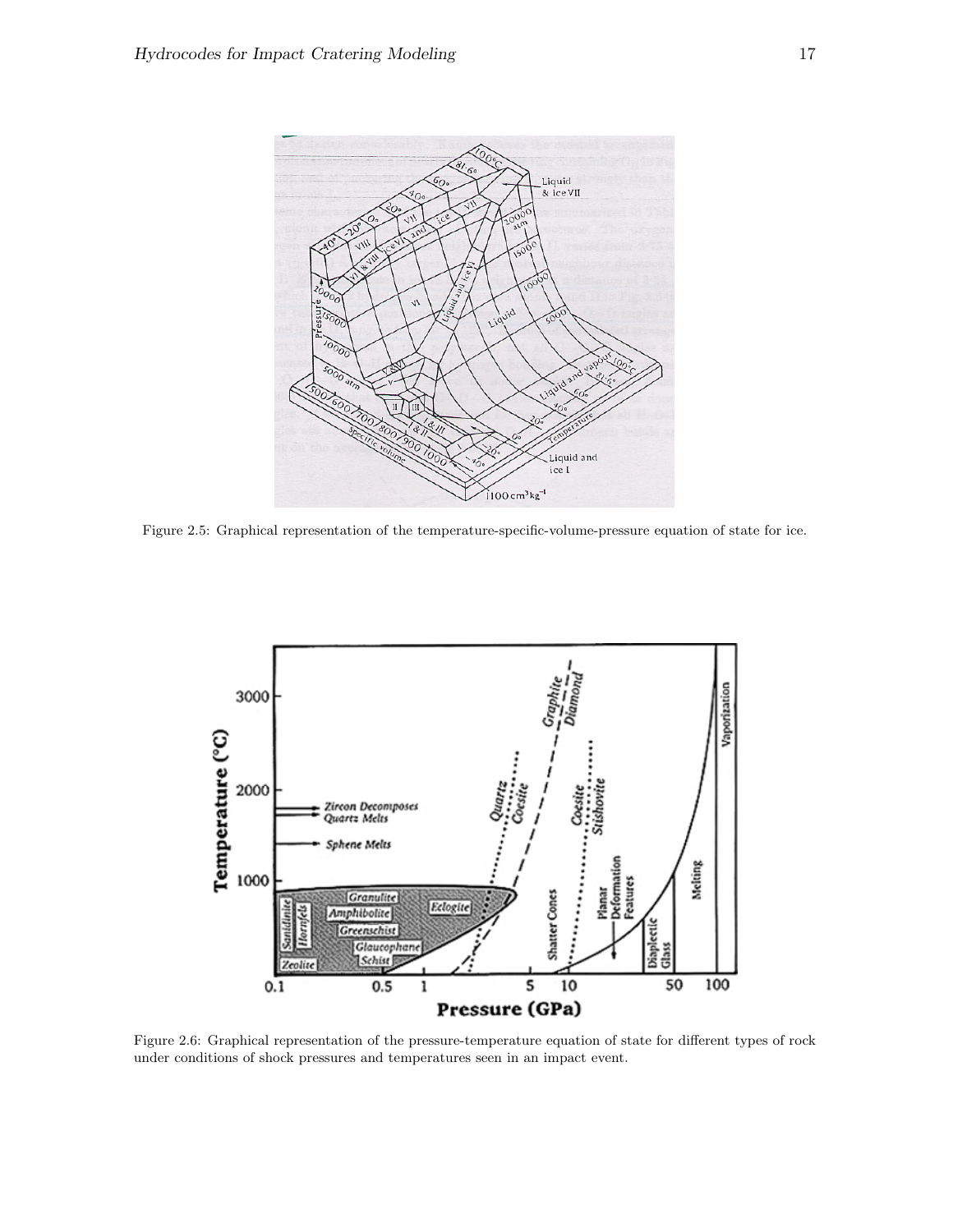Figure 2.5: Graphical representation of the temperature-specific-volume-pressure equation of state for ice.

Figure 2.6: Graphical representation of the pressure-temperature equation of state for different types of rock under conditions of shock pressures and temperatures seen in an impact event.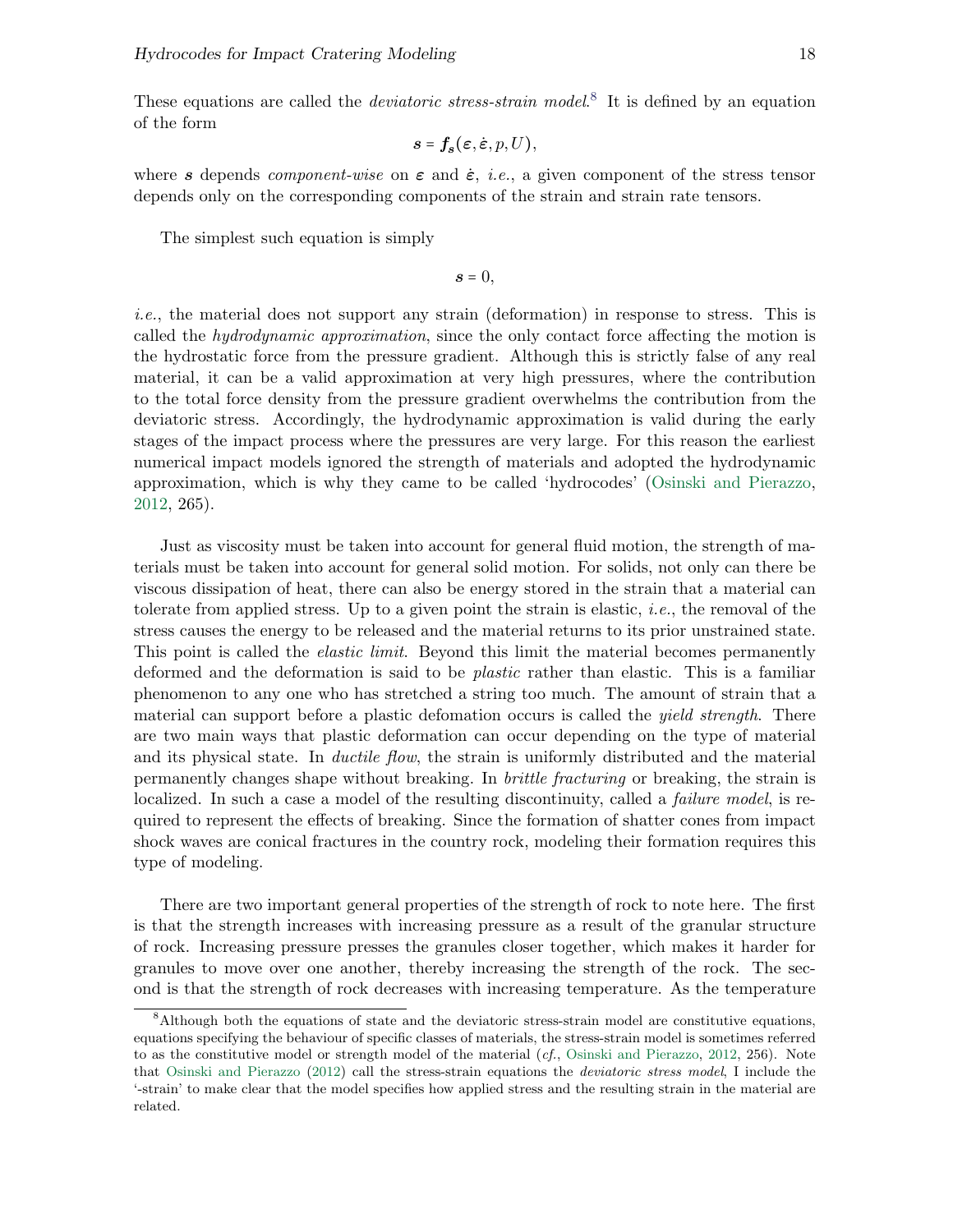These equations are called the *deviatoric stress-strain model*.[8] It is defined by an equation of the form

$$\boldsymbol{s} = \boldsymbol{f_s}(\boldsymbol{\varepsilon}, \dot{\boldsymbol{\varepsilon}}, p, U),$$

where $\boldsymbol{s}$ depends *component-wise* on $\boldsymbol{\varepsilon}$ and $\dot{\boldsymbol{\varepsilon}}$, *i.e.*, a given component of the stress tensor depends only on the corresponding components of the strain and strain rate tensors.

The simplest such equation is simply

$$\boldsymbol{s} = 0,$$

*i.e.*, the material does not support any strain (deformation) in response to stress. This is called the *hydrodynamic approximation*, since the only contact force affecting the motion is the hydrostatic force from the pressure gradient. Although this is strictly false of any real material, it can be a valid approximation at very high pressures, where the contribution to the total force density from the pressure gradient overwhelms the contribution from the deviatoric stress. Accordingly, the hydrodynamic approximation is valid during the early stages of the impact process where the pressures are very large. For this reason the earliest numerical impact models ignored the strength of materials and adopted the hydrodynamic approximation, which is why they came to be called 'hydrocodes' (Osinski and Pierazzo, 2012, 265).

Just as viscosity must be taken into account for general fluid motion, the strength of materials must be taken into account for general solid motion. For solids, not only can there be viscous dissipation of heat, there can also be energy stored in the strain that a material can tolerate from applied stress. Up to a given point the strain is elastic, *i.e.*, the removal of the stress causes the energy to be released and the material returns to its prior unstrained state. This point is called the *elastic limit*. Beyond this limit the material becomes permanently deformed and the deformation is said to be *plastic* rather than elastic. This is a familiar phenomenon to any one who has stretched a string too much. The amount of strain that a material can support before a plastic defomation occurs is called the *yield strength*. There are two main ways that plastic deformation can occur depending on the type of material and its physical state. In *ductile flow*, the strain is uniformly distributed and the material permanently changes shape without breaking. In *brittle fracturing* or breaking, the strain is localized. In such a case a model of the resulting discontinuity, called a *failure model*, is required to represent the effects of breaking. Since the formation of shatter cones from impact shock waves are conical fractures in the country rock, modeling their formation requires this type of modeling.

There are two important general properties of the strength of rock to note here. The first is that the strength increases with increasing pressure as a result of the granular structure of rock. Increasing pressure presses the granules closer together, which makes it harder for granules to move over one another, thereby increasing the strength of the rock. The second is that the strength of rock decreases with increasing temperature. As the temperature

[8] Although both the equations of state and the deviatoric stress-strain model are constitutive equations, equations specifying the behaviour of specific classes of materials, the stress-strain model is sometimes referred to as the constitutive model or strength model of the material (*cf.*, Osinski and Pierazzo, 2012, 256). Note that Osinski and Pierazzo (2012) call the stress-strain equations the *deviatoric stress model*, I include the '-strain' to make clear that the model specifies how applied stress and the resulting strain in the material are related.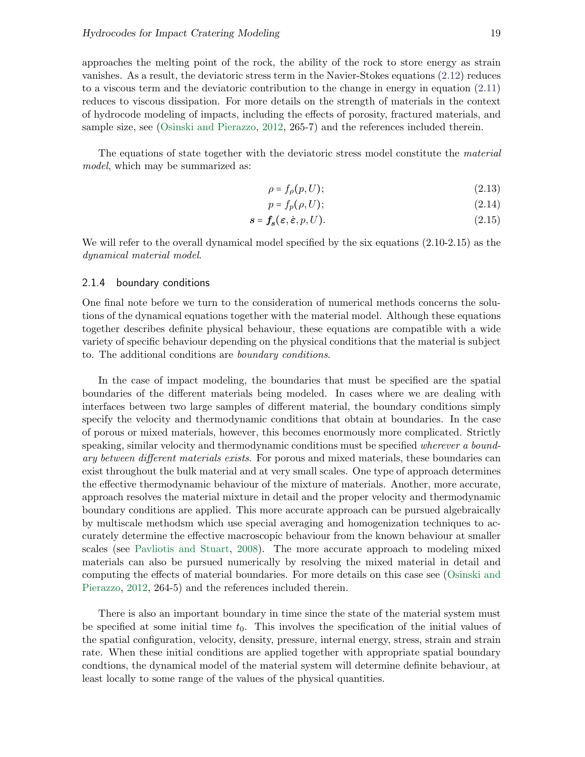approaches the melting point of the rock, the ability of the rock to store energy as strain vanishes. As a result, the deviatoric stress term in the Navier-Stokes equations (2.12) reduces to a viscous term and the deviatoric contribution to the change in energy in equation (2.11) reduces to viscous dissipation. For more details on the strength of materials in the context of hydrocode modeling of impacts, including the effects of porosity, fractured materials, and sample size, see (Osinski and Pierazzo, 2012, 265-7) and the references included therein.

The equations of state together with the deviatoric stress model constitute the *material model*, which may be summarized as:

$$\rho = f_\rho(p, U); \tag{2.13}$$

$$p = f_p(\rho, U); \tag{2.14}$$

$$\boldsymbol{s} = \boldsymbol{f_s}(\varepsilon, \dot{\varepsilon}, p, U). \tag{2.15}$$

We will refer to the overall dynamical model specified by the six equations (2.10-2.15) as the *dynamical material model*.

### 2.1.4 boundary conditions

One final note before we turn to the consideration of numerical methods concerns the solutions of the dynamical equations together with the material model. Although these equations together describes definite physical behaviour, these equations are compatible with a wide variety of specific behaviour depending on the physical conditions that the material is subject to. The additional conditions are *boundary conditions*.

In the case of impact modeling, the boundaries that must be specified are the spatial boundaries of the different materials being modeled. In cases where we are dealing with interfaces between two large samples of different material, the boundary conditions simply specify the velocity and thermodynamic conditions that obtain at boundaries. In the case of porous or mixed materials, however, this becomes enormously more complicated. Strictly speaking, similar velocity and thermodynamic conditions must be specified *wherever a boundary between different materials exists*. For porous and mixed materials, these boundaries can exist throughout the bulk material and at very small scales. One type of approach determines the effective thermodynamic behaviour of the mixture of materials. Another, more accurate, approach resolves the material mixture in detail and the proper velocity and thermodynamic boundary conditions are applied. This more accurate approach can be pursued algebraically by multiscale methodsm which use special averaging and homogenization techniques to accurately determine the effective macroscopic behaviour from the known behaviour at smaller scales (see Pavliotis and Stuart, 2008). The more accurate approach to modeling mixed materials can also be pursued numerically by resolving the mixed material in detail and computing the effects of material boundaries. For more details on this case see (Osinski and Pierazzo, 2012, 264-5) and the references included therein.

There is also an important boundary in time since the state of the material system must be specified at some initial time $t_0$. This involves the specification of the initial values of the spatial configuration, velocity, density, pressure, internal energy, stress, strain and strain rate. When these initial conditions are applied together with appropriate spatial boundary condtions, the dynamical model of the material system will determine definite behaviour, at least locally to some range of the values of the physical quantities.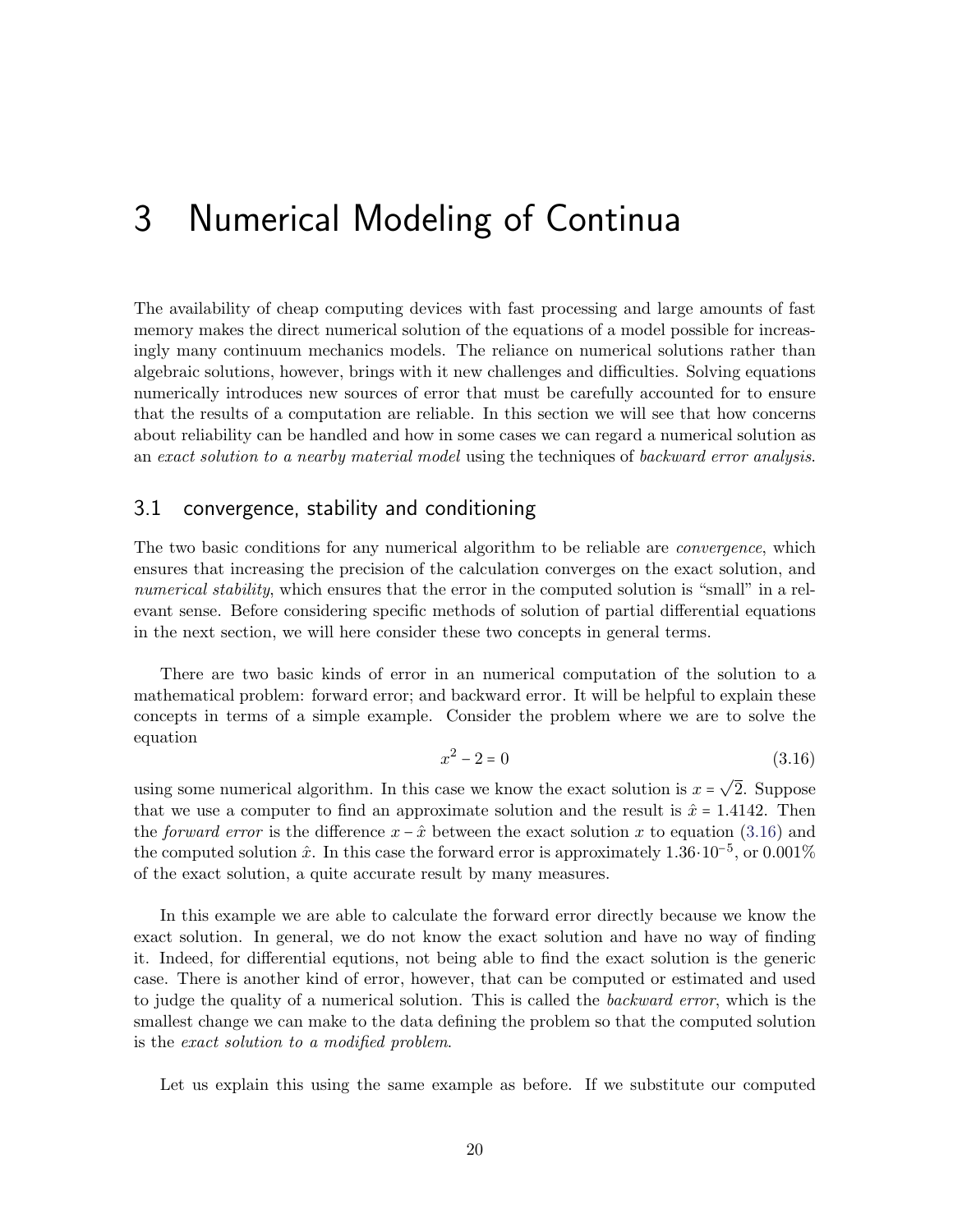# 3 Numerical Modeling of Continua

The availability of cheap computing devices with fast processing and large amounts of fast memory makes the direct numerical solution of the equations of a model possible for increasingly many continuum mechanics models. The reliance on numerical solutions rather than algebraic solutions, however, brings with it new challenges and difficulties. Solving equations numerically introduces new sources of error that must be carefully accounted for to ensure that the results of a computation are reliable. In this section we will see that how concerns about reliability can be handled and how in some cases we can regard a numerical solution as an *exact solution to a nearby material model* using the techniques of *backward error analysis*.

## 3.1 convergence, stability and conditioning

The two basic conditions for any numerical algorithm to be reliable are *convergence*, which ensures that increasing the precision of the calculation converges on the exact solution, and *numerical stability*, which ensures that the error in the computed solution is "small" in a relevant sense. Before considering specific methods of solution of partial differential equations in the next section, we will here consider these two concepts in general terms.

There are two basic kinds of error in an numerical computation of the solution to a mathematical problem: forward error; and backward error. It will be helpful to explain these concepts in terms of a simple example. Consider the problem where we are to solve the equation

$$x^2 - 2 = 0 \tag{3.16}$$

using some numerical algorithm. In this case we know the exact solution is $x = \sqrt{2}$. Suppose that we use a computer to find an approximate solution and the result is $\hat{x} = 1.4142$. Then the *forward error* is the difference $x - \hat{x}$ between the exact solution $x$ to equation (3.16) and the computed solution $\hat{x}$. In this case the forward error is approximately $1.36 \cdot 10^{-5}$, or 0.001% of the exact solution, a quite accurate result by many measures.

In this example we are able to calculate the forward error directly because we know the exact solution. In general, we do not know the exact solution and have no way of finding it. Indeed, for differential equtions, not being able to find the exact solution is the generic case. There is another kind of error, however, that can be computed or estimated and used to judge the quality of a numerical solution. This is called the *backward error*, which is the smallest change we can make to the data defining the problem so that the computed solution is the *exact solution to a modified problem*.

Let us explain this using the same example as before. If we substitute our computed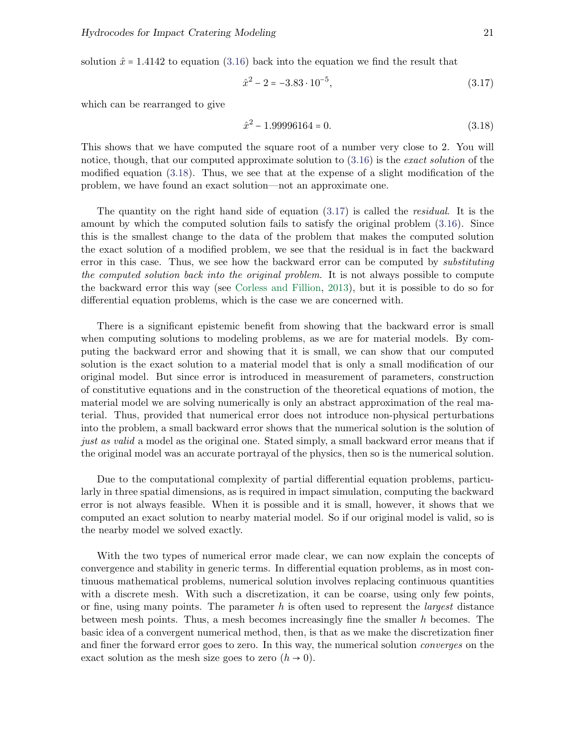solution $\hat{x} = 1.4142$ to equation (3.16) back into the equation we find the result that

$$\hat{x}^2 - 2 = -3.83 \cdot 10^{-5}, \tag{3.17}$$

which can be rearranged to give

$$\hat{x}^2 - 1.99996164 = 0. \tag{3.18}$$

This shows that we have computed the square root of a number very close to 2. You will notice, though, that our computed approximate solution to (3.16) is the *exact solution* of the modified equation (3.18). Thus, we see that at the expense of a slight modification of the problem, we have found an exact solution—not an approximate one.

The quantity on the right hand side of equation (3.17) is called the *residual*. It is the amount by which the computed solution fails to satisfy the original problem (3.16). Since this is the smallest change to the data of the problem that makes the computed solution the exact solution of a modified problem, we see that the residual is in fact the backward error in this case. Thus, we see how the backward error can be computed by *substituting the computed solution back into the original problem*. It is not always possible to compute the backward error this way (see Corless and Fillion, 2013), but it is possible to do so for differential equation problems, which is the case we are concerned with.

There is a significant epistemic benefit from showing that the backward error is small when computing solutions to modeling problems, as we are for material models. By computing the backward error and showing that it is small, we can show that our computed solution is the exact solution to a material model that is only a small modification of our original model. But since error is introduced in measurement of parameters, construction of constitutive equations and in the construction of the theoretical equations of motion, the material model we are solving numerically is only an abstract approximation of the real material. Thus, provided that numerical error does not introduce non-physical perturbations into the problem, a small backward error shows that the numerical solution is the solution of *just as valid* a model as the original one. Stated simply, a small backward error means that if the original model was an accurate portrayal of the physics, then so is the numerical solution.

Due to the computational complexity of partial differential equation problems, particularly in three spatial dimensions, as is required in impact simulation, computing the backward error is not always feasible. When it is possible and it is small, however, it shows that we computed an exact solution to nearby material model. So if our original model is valid, so is the nearby model we solved exactly.

With the two types of numerical error made clear, we can now explain the concepts of convergence and stability in generic terms. In differential equation problems, as in most continuous mathematical problems, numerical solution involves replacing continuous quantities with a discrete mesh. With such a discretization, it can be coarse, using only few points, or fine, using many points. The parameter $h$ is often used to represent the *largest* distance between mesh points. Thus, a mesh becomes increasingly fine the smaller $h$ becomes. The basic idea of a convergent numerical method, then, is that as we make the discretization finer and finer the forward error goes to zero. In this way, the numerical solution *converges* on the exact solution as the mesh size goes to zero ($h \to 0$).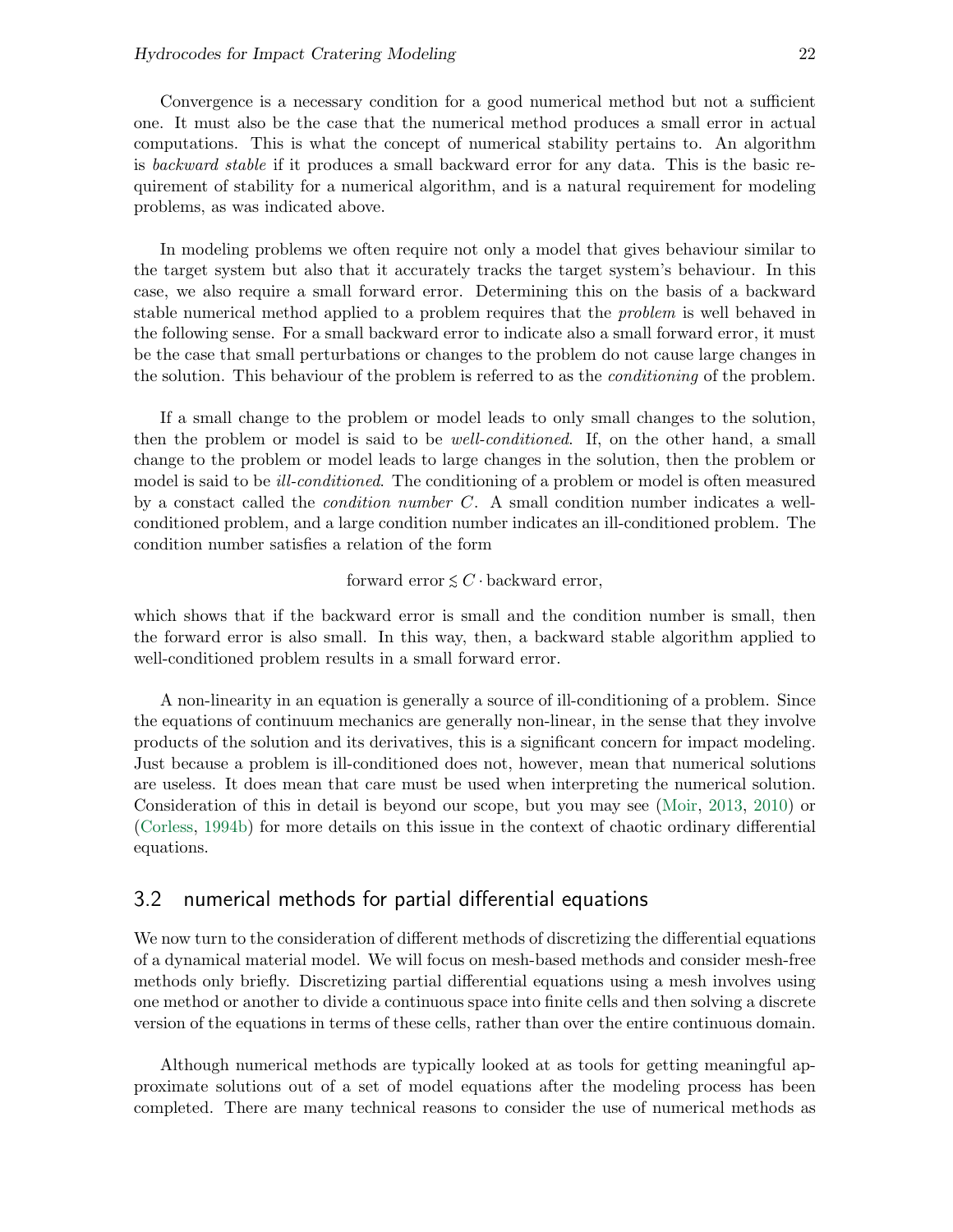Convergence is a necessary condition for a good numerical method but not a sufficient one. It must also be the case that the numerical method produces a small error in actual computations. This is what the concept of numerical stability pertains to. An algorithm is *backward stable* if it produces a small backward error for any data. This is the basic requirement of stability for a numerical algorithm, and is a natural requirement for modeling problems, as was indicated above.

In modeling problems we often require not only a model that gives behaviour similar to the target system but also that it accurately tracks the target system's behaviour. In this case, we also require a small forward error. Determining this on the basis of a backward stable numerical method applied to a problem requires that the *problem* is well behaved in the following sense. For a small backward error to indicate also a small forward error, it must be the case that small perturbations or changes to the problem do not cause large changes in the solution. This behaviour of the problem is referred to as the *conditioning* of the problem.

If a small change to the problem or model leads to only small changes to the solution, then the problem or model is said to be *well-conditioned*. If, on the other hand, a small change to the problem or model leads to large changes in the solution, then the problem or model is said to be *ill-conditioned*. The conditioning of a problem or model is often measured by a constact called the *condition number* $C$. A small condition number indicates a well-conditioned problem, and a large condition number indicates an ill-conditioned problem. The condition number satisfies a relation of the form

$$\text{forward error} \lesssim C \cdot \text{backward error},$$

which shows that if the backward error is small and the condition number is small, then the forward error is also small. In this way, then, a backward stable algorithm applied to well-conditioned problem results in a small forward error.

A non-linearity in an equation is generally a source of ill-conditioning of a problem. Since the equations of continuum mechanics are generally non-linear, in the sense that they involve products of the solution and its derivatives, this is a significant concern for impact modeling. Just because a problem is ill-conditioned does not, however, mean that numerical solutions are useless. It does mean that care must be used when interpreting the numerical solution. Consideration of this in detail is beyond our scope, but you may see (Moir, 2013, 2010) or (Corless, 1994b) for more details on this issue in the context of chaotic ordinary differential equations.

## 3.2 numerical methods for partial differential equations

We now turn to the consideration of different methods of discretizing the differential equations of a dynamical material model. We will focus on mesh-based methods and consider mesh-free methods only briefly. Discretizing partial differential equations using a mesh involves using one method or another to divide a continuous space into finite cells and then solving a discrete version of the equations in terms of these cells, rather than over the entire continuous domain.

Although numerical methods are typically looked at as tools for getting meaningful approximate solutions out of a set of model equations after the modeling process has been completed. There are many technical reasons to consider the use of numerical methods as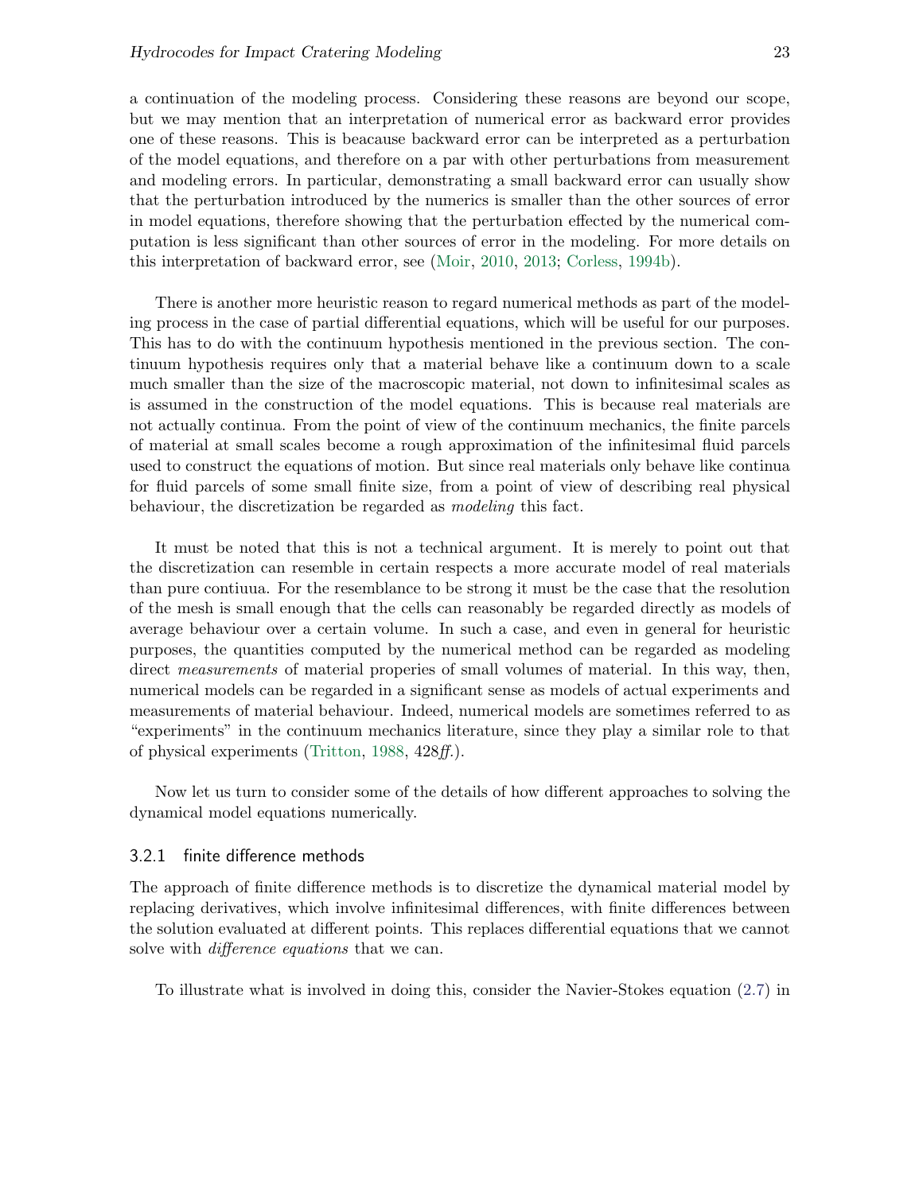a continuation of the modeling process. Considering these reasons are beyond our scope, but we may mention that an interpretation of numerical error as backward error provides one of these reasons. This is beacause backward error can be interpreted as a perturbation of the model equations, and therefore on a par with other perturbations from measurement and modeling errors. In particular, demonstrating a small backward error can usually show that the perturbation introduced by the numerics is smaller than the other sources of error in model equations, therefore showing that the perturbation effected by the numerical computation is less significant than other sources of error in the modeling. For more details on this interpretation of backward error, see (Moir, 2010, 2013; Corless, 1994b).

There is another more heuristic reason to regard numerical methods as part of the modeling process in the case of partial differential equations, which will be useful for our purposes. This has to do with the continuum hypothesis mentioned in the previous section. The continuum hypothesis requires only that a material behave like a continuum down to a scale much smaller than the size of the macroscopic material, not down to infinitesimal scales as is assumed in the construction of the model equations. This is because real materials are not actually continua. From the point of view of the continuum mechanics, the finite parcels of material at small scales become a rough approximation of the infinitesimal fluid parcels used to construct the equations of motion. But since real materials only behave like continua for fluid parcels of some small finite size, from a point of view of describing real physical behaviour, the discretization be regarded as *modeling* this fact.

It must be noted that this is not a technical argument. It is merely to point out that the discretization can resemble in certain respects a more accurate model of real materials than pure contiuua. For the resemblance to be strong it must be the case that the resolution of the mesh is small enough that the cells can reasonably be regarded directly as models of average behaviour over a certain volume. In such a case, and even in general for heuristic purposes, the quantities computed by the numerical method can be regarded as modeling direct *measurements* of material properies of small volumes of material. In this way, then, numerical models can be regarded in a significant sense as models of actual experiments and measurements of material behaviour. Indeed, numerical models are sometimes referred to as "experiments" in the continuum mechanics literature, since they play a similar role to that of physical experiments (Tritton, 1988, 428*ff.*).

Now let us turn to consider some of the details of how different approaches to solving the dynamical model equations numerically.

### 3.2.1 finite difference methods

The approach of finite difference methods is to discretize the dynamical material model by replacing derivatives, which involve infinitesimal differences, with finite differences between the solution evaluated at different points. This replaces differential equations that we cannot solve with *difference equations* that we can.

To illustrate what is involved in doing this, consider the Navier-Stokes equation (2.7) in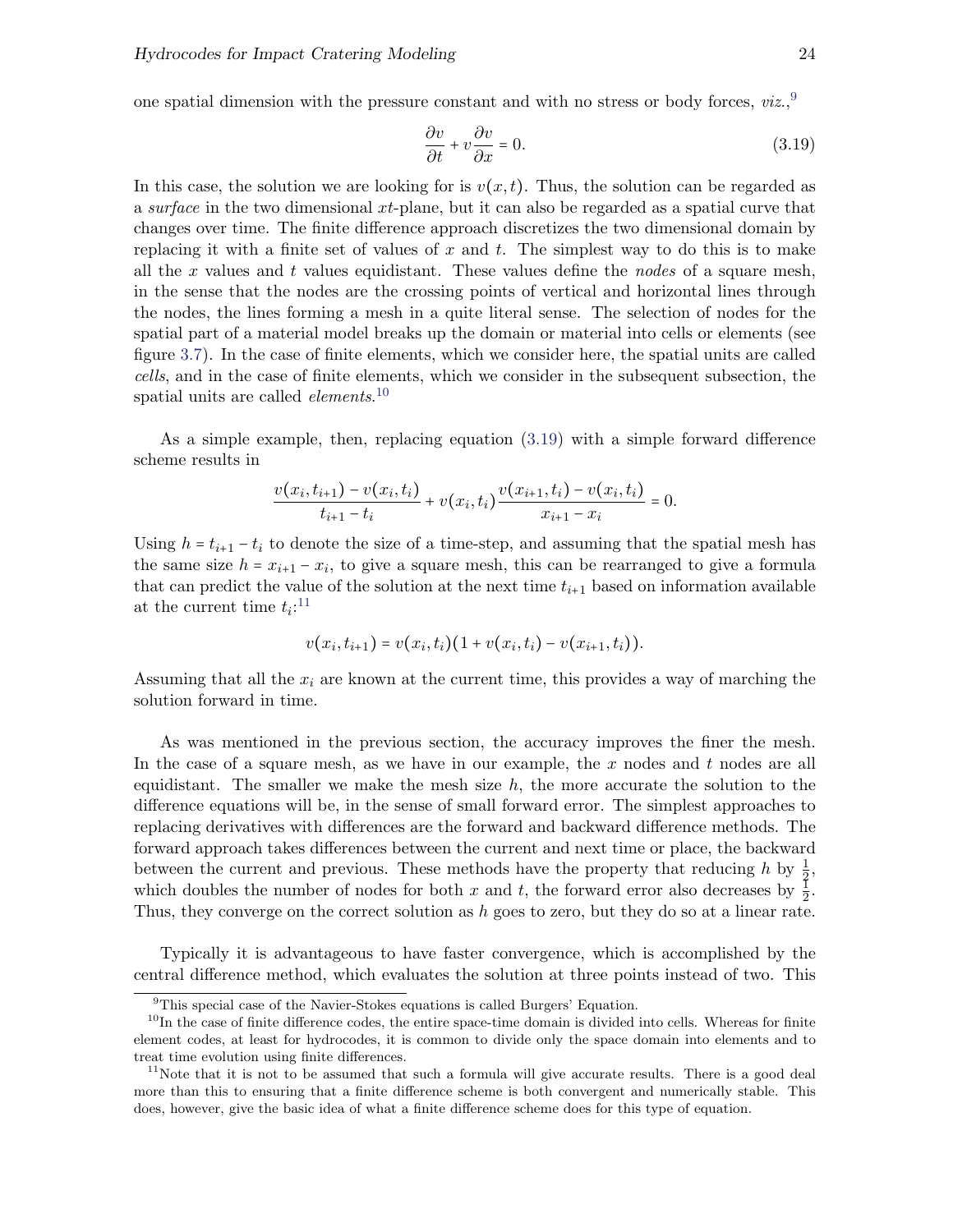one spatial dimension with the pressure constant and with no stress or body forces, *viz.*,[9]

$$\frac{\partial v}{\partial t} + v\frac{\partial v}{\partial x} = 0. \tag{3.19}$$

In this case, the solution we are looking for is $v(x,t)$. Thus, the solution can be regarded as a *surface* in the two dimensional $xt$-plane, but it can also be regarded as a spatial curve that changes over time. The finite difference approach discretizes the two dimensional domain by replacing it with a finite set of values of $x$ and $t$. The simplest way to do this is to make all the $x$ values and $t$ values equidistant. These values define the *nodes* of a square mesh, in the sense that the nodes are the crossing points of vertical and horizontal lines through the nodes, the lines forming a mesh in a quite literal sense. The selection of nodes for the spatial part of a material model breaks up the domain or material into cells or elements (see figure 3.7). In the case of finite elements, which we consider here, the spatial units are called *cells*, and in the case of finite elements, which we consider in the subsequent subsection, the spatial units are called *elements*.[10]

As a simple example, then, replacing equation (3.19) with a simple forward difference scheme results in

$$\frac{v(x_i,t_{i+1}) - v(x_i,t_i)}{t_{i+1} - t_i} + v(x_i,t_i)\frac{v(x_{i+1},t_i) - v(x_i,t_i)}{x_{i+1} - x_i} = 0.$$

Using $h = t_{i+1} - t_i$ to denote the size of a time-step, and assuming that the spatial mesh has the same size $h = x_{i+1} - x_i$, to give a square mesh, this can be rearranged to give a formula that can predict the value of the solution at the next time $t_{i+1}$ based on information available at the current time $t_i$:[11]

$$v(x_i,t_{i+1}) = v(x_i,t_i)(1 + v(x_i,t_i) - v(x_{i+1},t_i)).$$

Assuming that all the $x_i$ are known at the current time, this provides a way of marching the solution forward in time.

As was mentioned in the previous section, the accuracy improves the finer the mesh. In the case of a square mesh, as we have in our example, the $x$ nodes and $t$ nodes are all equidistant. The smaller we make the mesh size $h$, the more accurate the solution to the difference equations will be, in the sense of small forward error. The simplest approaches to replacing derivatives with differences are the forward and backward difference methods. The forward approach takes differences between the current and next time or place, the backward between the current and previous. These methods have the property that reducing $h$ by $\frac{1}{2}$, which doubles the number of nodes for both $x$ and $t$, the forward error also decreases by $\frac{1}{2}$. Thus, they converge on the correct solution as $h$ goes to zero, but they do so at a linear rate.

Typically it is advantageous to have faster convergence, which is accomplished by the central difference method, which evaluates the solution at three points instead of two. This

---

[9] This special case of the Navier-Stokes equations is called Burgers' Equation.

[10] In the case of finite difference codes, the entire space-time domain is divided into cells. Whereas for finite element codes, at least for hydrocodes, it is common to divide only the space domain into elements and to treat time evolution using finite differences.

[11] Note that it is not to be assumed that such a formula will give accurate results. There is a good deal more than this to ensuring that a finite difference scheme is both convergent and numerically stable. This does, however, give the basic idea of what a finite difference scheme does for this type of equation.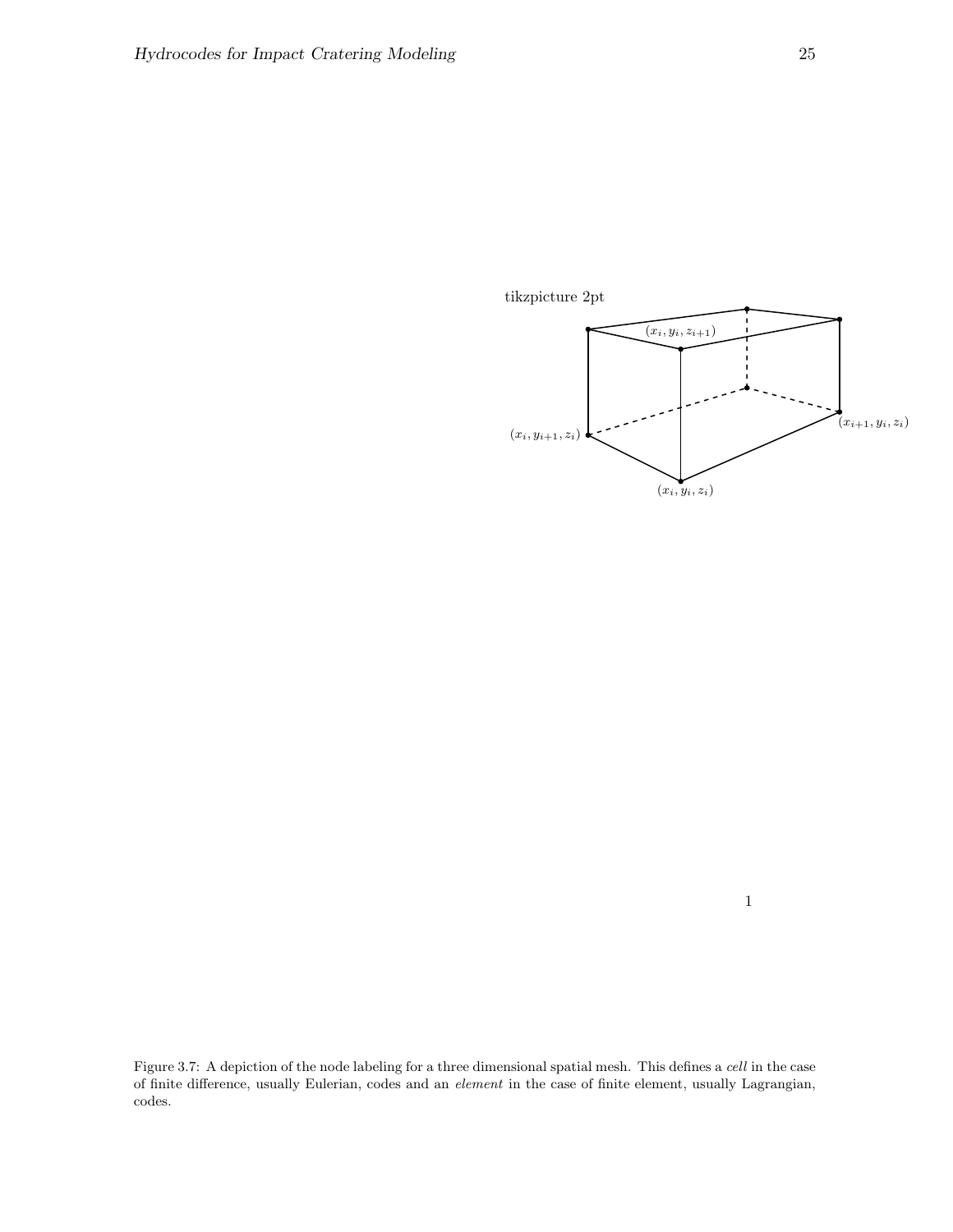tikzpicture 2pt

$(x_i, y_i, z_{i+1})$

$(x_i, y_{i+1}, z_i)$

$(x_{i+1}, y_i, z_i)$

$(x_i, y_i, z_i)$

1

Figure 3.7: A depiction of the node labeling for a three dimensional spatial mesh. This defines a *cell* in the case of finite difference, usually Eulerian, codes and an *element* in the case of finite element, usually Lagrangian, codes.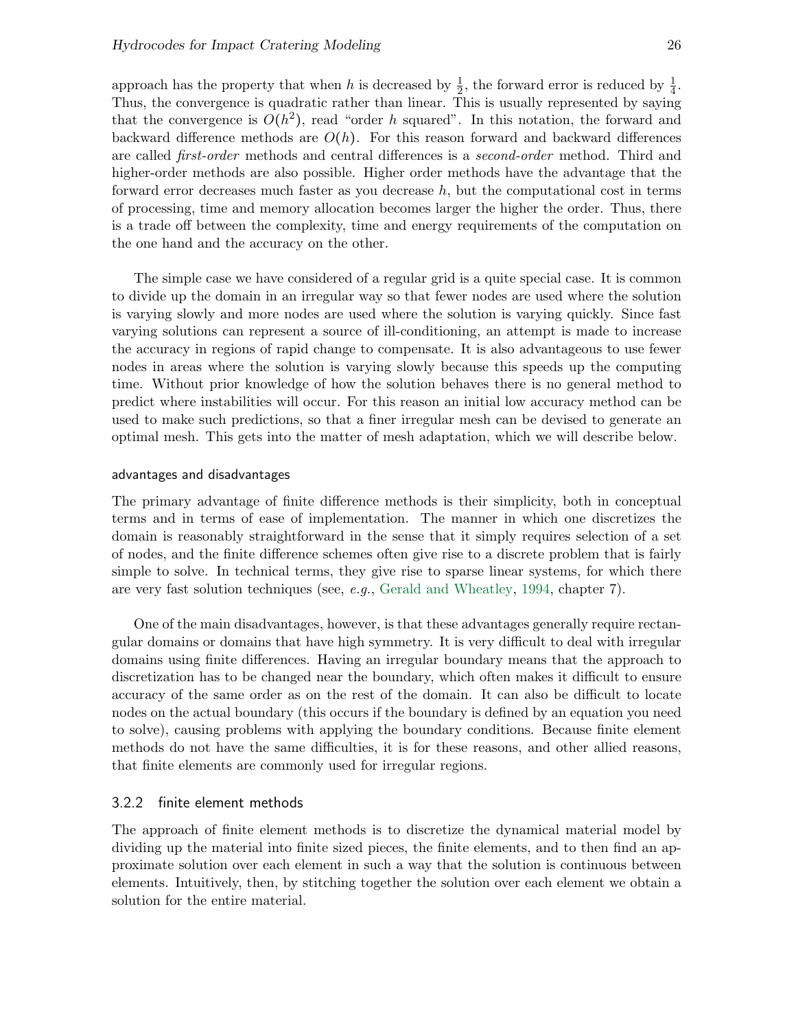approach has the property that when $h$ is decreased by $\frac{1}{2}$, the forward error is reduced by $\frac{1}{4}$. Thus, the convergence is quadratic rather than linear. This is usually represented by saying that the convergence is $O(h^2)$, read "order $h$ squared". In this notation, the forward and backward difference methods are $O(h)$. For this reason forward and backward differences are called *first-order* methods and central differences is a *second-order* method. Third and higher-order methods are also possible. Higher order methods have the advantage that the forward error decreases much faster as you decrease $h$, but the computational cost in terms of processing, time and memory allocation becomes larger the higher the order. Thus, there is a trade off between the complexity, time and energy requirements of the computation on the one hand and the accuracy on the other.

The simple case we have considered of a regular grid is a quite special case. It is common to divide up the domain in an irregular way so that fewer nodes are used where the solution is varying slowly and more nodes are used where the solution is varying quickly. Since fast varying solutions can represent a source of ill-conditioning, an attempt is made to increase the accuracy in regions of rapid change to compensate. It is also advantageous to use fewer nodes in areas where the solution is varying slowly because this speeds up the computing time. Without prior knowledge of how the solution behaves there is no general method to predict where instabilities will occur. For this reason an initial low accuracy method can be used to make such predictions, so that a finer irregular mesh can be devised to generate an optimal mesh. This gets into the matter of mesh adaptation, which we will describe below.

#### advantages and disadvantages

The primary advantage of finite difference methods is their simplicity, both in conceptual terms and in terms of ease of implementation. The manner in which one discretizes the domain is reasonably straightforward in the sense that it simply requires selection of a set of nodes, and the finite difference schemes often give rise to a discrete problem that is fairly simple to solve. In technical terms, they give rise to sparse linear systems, for which there are very fast solution techniques (see, *e.g.*, Gerald and Wheatley, 1994, chapter 7).

One of the main disadvantages, however, is that these advantages generally require rectangular domains or domains that have high symmetry. It is very difficult to deal with irregular domains using finite differences. Having an irregular boundary means that the approach to discretization has to be changed near the boundary, which often makes it difficult to ensure accuracy of the same order as on the rest of the domain. It can also be difficult to locate nodes on the actual boundary (this occurs if the boundary is defined by an equation you need to solve), causing problems with applying the boundary conditions. Because finite element methods do not have the same difficulties, it is for these reasons, and other allied reasons, that finite elements are commonly used for irregular regions.

### 3.2.2 finite element methods

The approach of finite element methods is to discretize the dynamical material model by dividing up the material into finite sized pieces, the finite elements, and to then find an approximate solution over each element in such a way that the solution is continuous between elements. Intuitively, then, by stitching together the solution over each element we obtain a solution for the entire material.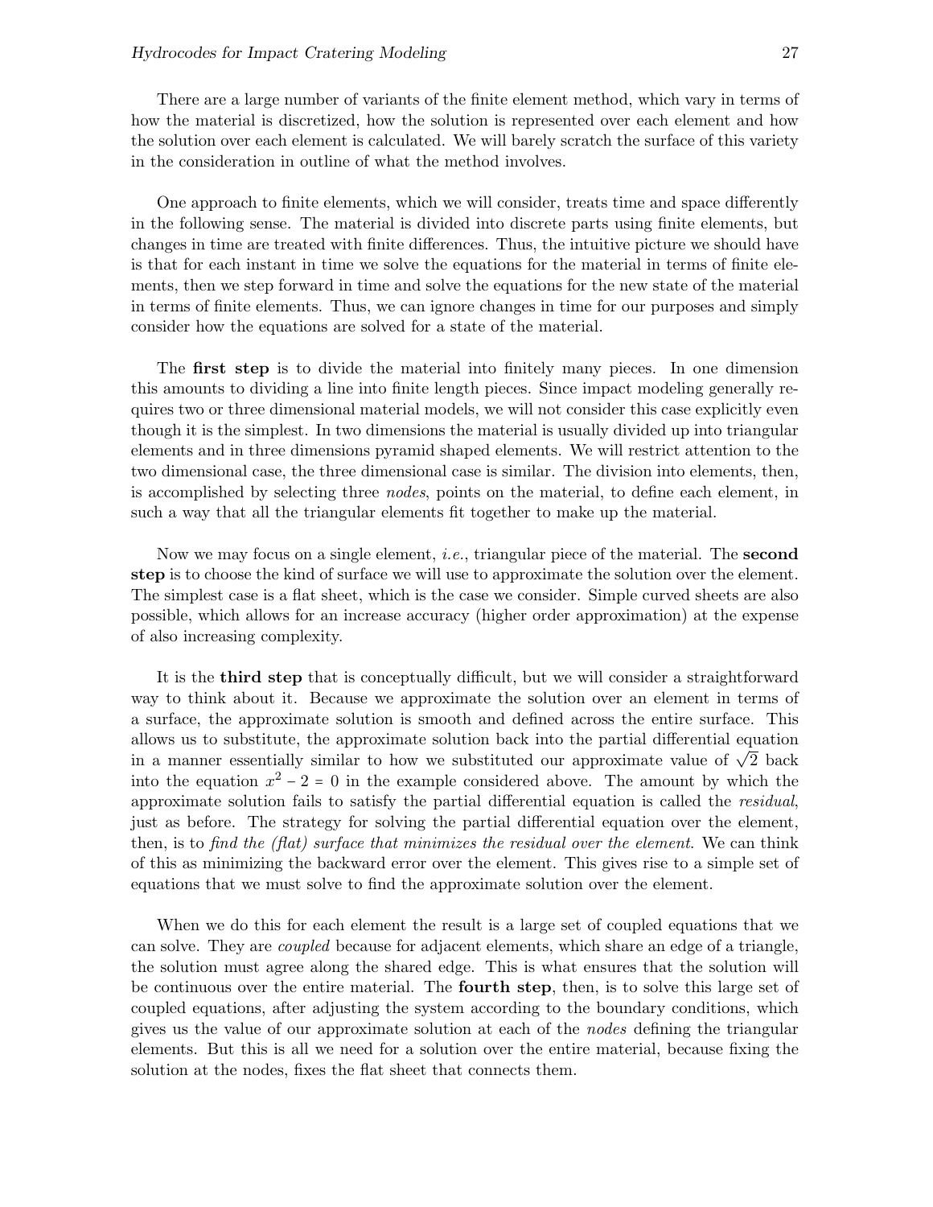There are a large number of variants of the finite element method, which vary in terms of how the material is discretized, how the solution is represented over each element and how the solution over each element is calculated. We will barely scratch the surface of this variety in the consideration in outline of what the method involves.

One approach to finite elements, which we will consider, treats time and space differently in the following sense. The material is divided into discrete parts using finite elements, but changes in time are treated with finite differences. Thus, the intuitive picture we should have is that for each instant in time we solve the equations for the material in terms of finite elements, then we step forward in time and solve the equations for the new state of the material in terms of finite elements. Thus, we can ignore changes in time for our purposes and simply consider how the equations are solved for a state of the material.

The **first step** is to divide the material into finitely many pieces. In one dimension this amounts to dividing a line into finite length pieces. Since impact modeling generally requires two or three dimensional material models, we will not consider this case explicitly even though it is the simplest. In two dimensions the material is usually divided up into triangular elements and in three dimensions pyramid shaped elements. We will restrict attention to the two dimensional case, the three dimensional case is similar. The division into elements, then, is accomplished by selecting three *nodes*, points on the material, to define each element, in such a way that all the triangular elements fit together to make up the material.

Now we may focus on a single element, *i.e.*, triangular piece of the material. The **second step** is to choose the kind of surface we will use to approximate the solution over the element. The simplest case is a flat sheet, which is the case we consider. Simple curved sheets are also possible, which allows for an increase accuracy (higher order approximation) at the expense of also increasing complexity.

It is the **third step** that is conceptually difficult, but we will consider a straightforward way to think about it. Because we approximate the solution over an element in terms of a surface, the approximate solution is smooth and defined across the entire surface. This allows us to substitute, the approximate solution back into the partial differential equation in a manner essentially similar to how we substituted our approximate value of $\sqrt{2}$ back into the equation $x^2 - 2 = 0$ in the example considered above. The amount by which the approximate solution fails to satisfy the partial differential equation is called the *residual*, just as before. The strategy for solving the partial differential equation over the element, then, is to *find the (flat) surface that minimizes the residual over the element*. We can think of this as minimizing the backward error over the element. This gives rise to a simple set of equations that we must solve to find the approximate solution over the element.

When we do this for each element the result is a large set of coupled equations that we can solve. They are *coupled* because for adjacent elements, which share an edge of a triangle, the solution must agree along the shared edge. This is what ensures that the solution will be continuous over the entire material. The **fourth step**, then, is to solve this large set of coupled equations, after adjusting the system according to the boundary conditions, which gives us the value of our approximate solution at each of the *nodes* defining the triangular elements. But this is all we need for a solution over the entire material, because fixing the solution at the nodes, fixes the flat sheet that connects them.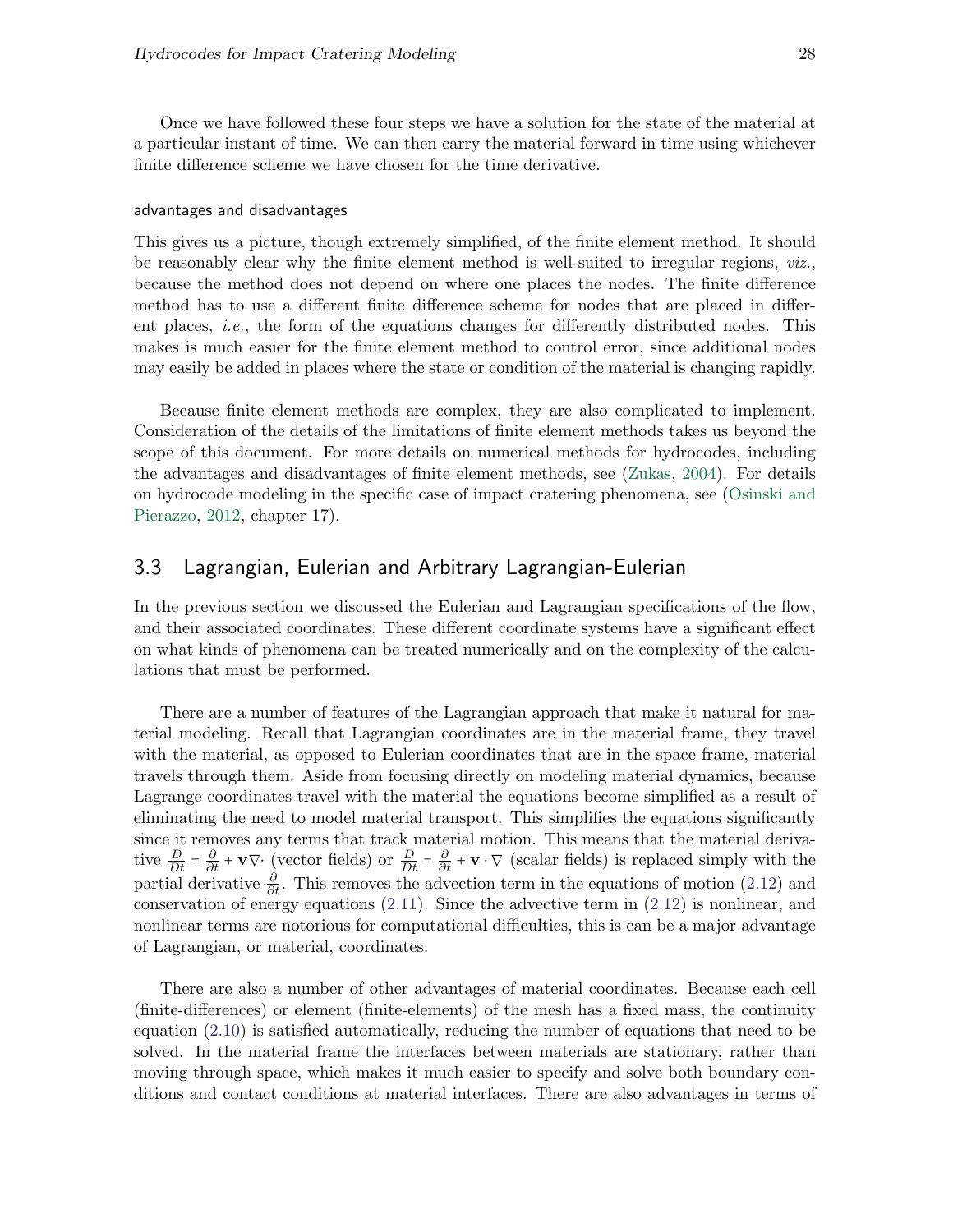Once we have followed these four steps we have a solution for the state of the material at a particular instant of time. We can then carry the material forward in time using whichever finite difference scheme we have chosen for the time derivative.

#### advantages and disadvantages

This gives us a picture, though extremely simplified, of the finite element method. It should be reasonably clear why the finite element method is well-suited to irregular regions, *viz.*, because the method does not depend on where one places the nodes. The finite difference method has to use a different finite difference scheme for nodes that are placed in different places, *i.e.*, the form of the equations changes for differently distributed nodes. This makes is much easier for the finite element method to control error, since additional nodes may easily be added in places where the state or condition of the material is changing rapidly.

Because finite element methods are complex, they are also complicated to implement. Consideration of the details of the limitations of finite element methods takes us beyond the scope of this document. For more details on numerical methods for hydrocodes, including the advantages and disadvantages of finite element methods, see (Zukas, 2004). For details on hydrocode modeling in the specific case of impact cratering phenomena, see (Osinski and Pierazzo, 2012, chapter 17).

## 3.3 Lagrangian, Eulerian and Arbitrary Lagrangian-Eulerian

In the previous section we discussed the Eulerian and Lagrangian specifications of the flow, and their associated coordinates. These different coordinate systems have a significant effect on what kinds of phenomena can be treated numerically and on the complexity of the calculations that must be performed.

There are a number of features of the Lagrangian approach that make it natural for material modeling. Recall that Lagrangian coordinates are in the material frame, they travel with the material, as opposed to Eulerian coordinates that are in the space frame, material travels through them. Aside from focusing directly on modeling material dynamics, because Lagrange coordinates travel with the material the equations become simplified as a result of eliminating the need to model material transport. This simplifies the equations significantly since it removes any terms that track material motion. This means that the material derivative $\frac{D}{Dt} = \frac{\partial}{\partial t} + \mathbf{v}\nabla\cdot$ (vector fields) or $\frac{D}{Dt} = \frac{\partial}{\partial t} + \mathbf{v}\cdot\nabla$ (scalar fields) is replaced simply with the partial derivative $\frac{\partial}{\partial t}$. This removes the advection term in the equations of motion (2.12) and conservation of energy equations (2.11). Since the advective term in (2.12) is nonlinear, and nonlinear terms are notorious for computational difficulties, this is can be a major advantage of Lagrangian, or material, coordinates.

There are also a number of other advantages of material coordinates. Because each cell (finite-differences) or element (finite-elements) of the mesh has a fixed mass, the continuity equation (2.10) is satisfied automatically, reducing the number of equations that need to be solved. In the material frame the interfaces between materials are stationary, rather than moving through space, which makes it much easier to specify and solve both boundary conditions and contact conditions at material interfaces. There are also advantages in terms of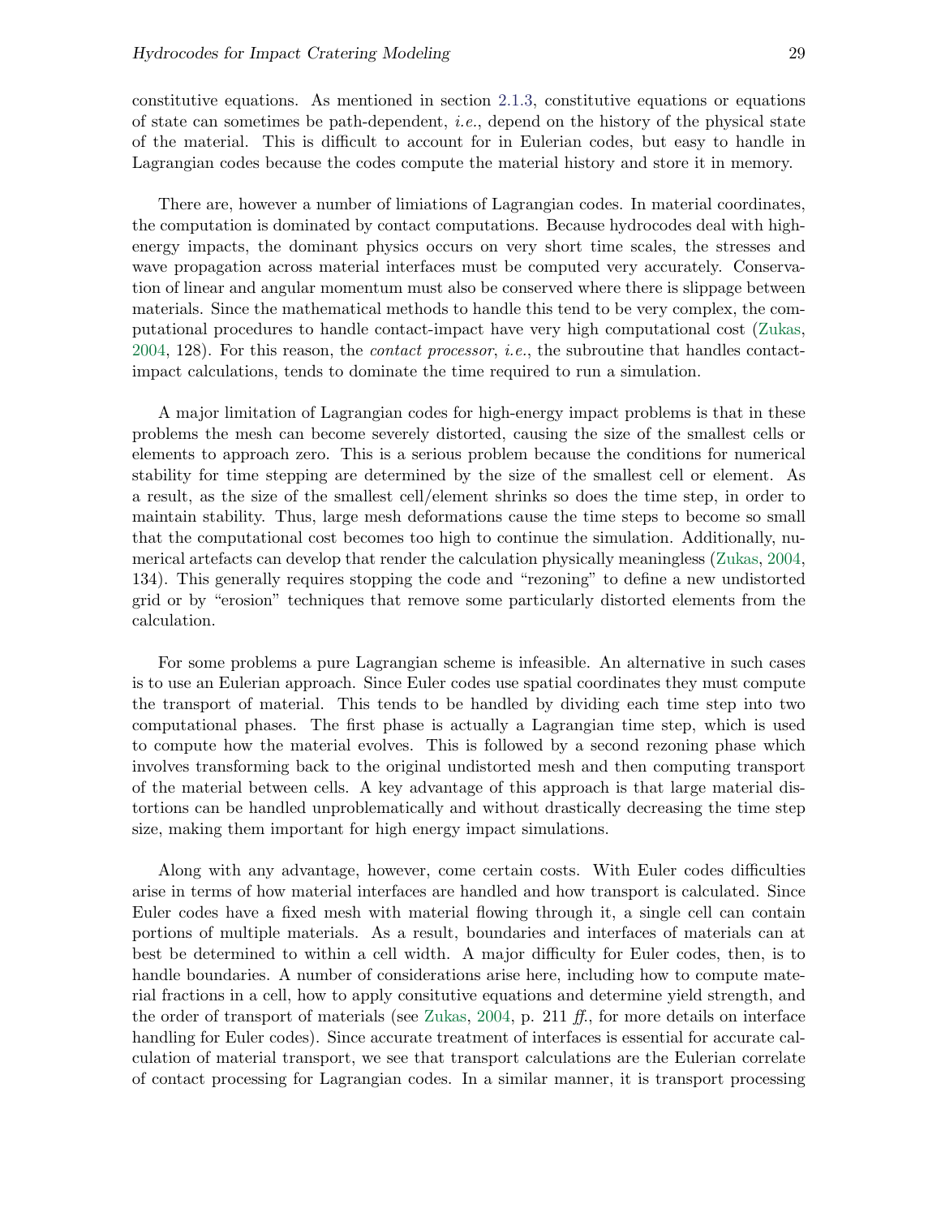constitutive equations. As mentioned in section 2.1.3, constitutive equations or equations of state can sometimes be path-dependent, *i.e.*, depend on the history of the physical state of the material. This is difficult to account for in Eulerian codes, but easy to handle in Lagrangian codes because the codes compute the material history and store it in memory.

There are, however a number of limiations of Lagrangian codes. In material coordinates, the computation is dominated by contact computations. Because hydrocodes deal with high-energy impacts, the dominant physics occurs on very short time scales, the stresses and wave propagation across material interfaces must be computed very accurately. Conservation of linear and angular momentum must also be conserved where there is slippage between materials. Since the mathematical methods to handle this tend to be very complex, the computational procedures to handle contact-impact have very high computational cost (Zukas, 2004, 128). For this reason, the *contact processor*, *i.e.*, the subroutine that handles contact-impact calculations, tends to dominate the time required to run a simulation.

A major limitation of Lagrangian codes for high-energy impact problems is that in these problems the mesh can become severely distorted, causing the size of the smallest cells or elements to approach zero. This is a serious problem because the conditions for numerical stability for time stepping are determined by the size of the smallest cell or element. As a result, as the size of the smallest cell/element shrinks so does the time step, in order to maintain stability. Thus, large mesh deformations cause the time steps to become so small that the computational cost becomes too high to continue the simulation. Additionally, numerical artefacts can develop that render the calculation physically meaningless (Zukas, 2004, 134). This generally requires stopping the code and "rezoning" to define a new undistorted grid or by "erosion" techniques that remove some particularly distorted elements from the calculation.

For some problems a pure Lagrangian scheme is infeasible. An alternative in such cases is to use an Eulerian approach. Since Euler codes use spatial coordinates they must compute the transport of material. This tends to be handled by dividing each time step into two computational phases. The first phase is actually a Lagrangian time step, which is used to compute how the material evolves. This is followed by a second rezoning phase which involves transforming back to the original undistorted mesh and then computing transport of the material between cells. A key advantage of this approach is that large material distortions can be handled unproblematically and without drastically decreasing the time step size, making them important for high energy impact simulations.

Along with any advantage, however, come certain costs. With Euler codes difficulties arise in terms of how material interfaces are handled and how transport is calculated. Since Euler codes have a fixed mesh with material flowing through it, a single cell can contain portions of multiple materials. As a result, boundaries and interfaces of materials can at best be determined to within a cell width. A major difficulty for Euler codes, then, is to handle boundaries. A number of considerations arise here, including how to compute material fractions in a cell, how to apply consitutive equations and determine yield strength, and the order of transport of materials (see Zukas, 2004, p. 211 *ff.*, for more details on interface handling for Euler codes). Since accurate treatment of interfaces is essential for accurate calculation of material transport, we see that transport calculations are the Eulerian correlate of contact processing for Lagrangian codes. In a similar manner, it is transport processing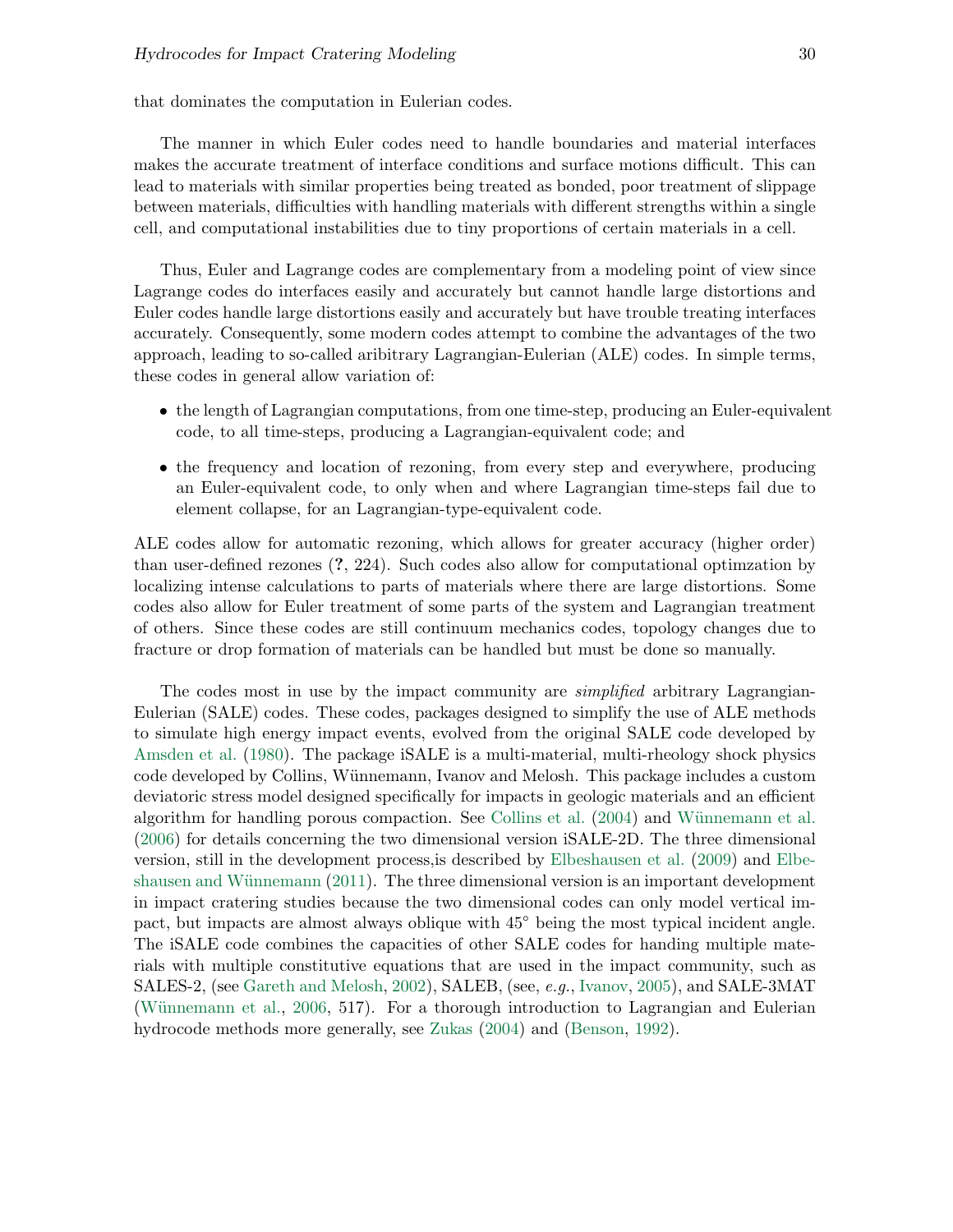that dominates the computation in Eulerian codes.

The manner in which Euler codes need to handle boundaries and material interfaces makes the accurate treatment of interface conditions and surface motions difficult. This can lead to materials with similar properties being treated as bonded, poor treatment of slippage between materials, difficulties with handling materials with different strengths within a single cell, and computational instabilities due to tiny proportions of certain materials in a cell.

Thus, Euler and Lagrange codes are complementary from a modeling point of view since Lagrange codes do interfaces easily and accurately but cannot handle large distortions and Euler codes handle large distortions easily and accurately but have trouble treating interfaces accurately. Consequently, some modern codes attempt to combine the advantages of the two approach, leading to so-called aribitrary Lagrangian-Eulerian (ALE) codes. In simple terms, these codes in general allow variation of:

- the length of Lagrangian computations, from one time-step, producing an Euler-equivalent code, to all time-steps, producing a Lagrangian-equivalent code; and
- the frequency and location of rezoning, from every step and everywhere, producing an Euler-equivalent code, to only when and where Lagrangian time-steps fail due to element collapse, for an Lagrangian-type-equivalent code.

ALE codes allow for automatic rezoning, which allows for greater accuracy (higher order) than user-defined rezones (**?**, 224). Such codes also allow for computational optimzation by localizing intense calculations to parts of materials where there are large distortions. Some codes also allow for Euler treatment of some parts of the system and Lagrangian treatment of others. Since these codes are still continuum mechanics codes, topology changes due to fracture or drop formation of materials can be handled but must be done so manually.

The codes most in use by the impact community are *simplified* arbitrary Lagrangian-Eulerian (SALE) codes. These codes, packages designed to simplify the use of ALE methods to simulate high energy impact events, evolved from the original SALE code developed by Amsden et al. (1980). The package iSALE is a multi-material, multi-rheology shock physics code developed by Collins, Wünnemann, Ivanov and Melosh. This package includes a custom deviatoric stress model designed specifically for impacts in geologic materials and an efficient algorithm for handling porous compaction. See Collins et al. (2004) and Wünnemann et al. (2006) for details concerning the two dimensional version iSALE-2D. The three dimensional version, still in the development process,is described by Elbeshausen et al. (2009) and Elbeshausen and Wünnemann (2011). The three dimensional version is an important development in impact cratering studies because the two dimensional codes can only model vertical impact, but impacts are almost always oblique with $45^{\circ}$ being the most typical incident angle. The iSALE code combines the capacities of other SALE codes for handing multiple materials with multiple constitutive equations that are used in the impact community, such as SALES-2, (see Gareth and Melosh, 2002), SALEB, (see, *e.g.*, Ivanov, 2005), and SALE-3MAT (Wünnemann et al., 2006, 517). For a thorough introduction to Lagrangian and Eulerian hydrocode methods more generally, see Zukas (2004) and (Benson, 1992).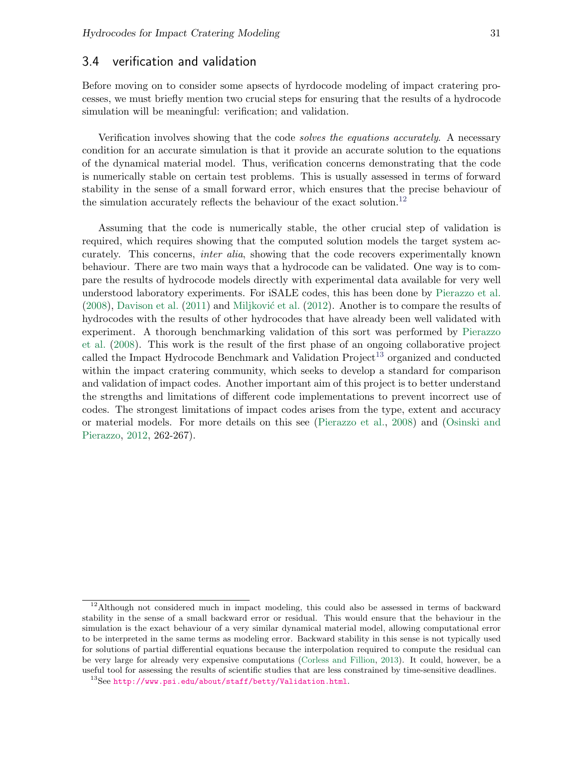## 3.4 verification and validation

Before moving on to consider some apsects of hyrdocode modeling of impact cratering processes, we must briefly mention two crucial steps for ensuring that the results of a hydrocode simulation will be meaningful: verification; and validation.

Verification involves showing that the code *solves the equations accurately*. A necessary condition for an accurate simulation is that it provide an accurate solution to the equations of the dynamical material model. Thus, verification concerns demonstrating that the code is numerically stable on certain test problems. This is usually assessed in terms of forward stability in the sense of a small forward error, which ensures that the precise behaviour of the simulation accurately reflects the behaviour of the exact solution.[12]

Assuming that the code is numerically stable, the other crucial step of validation is required, which requires showing that the computed solution models the target system accurately. This concerns, *inter alia*, showing that the code recovers experimentally known behaviour. There are two main ways that a hydrocode can be validated. One way is to compare the results of hydrocode models directly with experimental data available for very well understood laboratory experiments. For iSALE codes, this has been done by Pierazzo et al. (2008), Davison et al. (2011) and Miljković et al. (2012). Another is to compare the results of hydrocodes with the results of other hydrocodes that have already been well validated with experiment. A thorough benchmarking validation of this sort was performed by Pierazzo et al. (2008). This work is the result of the first phase of an ongoing collaborative project called the Impact Hydrocode Benchmark and Validation Project[13] organized and conducted within the impact cratering community, which seeks to develop a standard for comparison and validation of impact codes. Another important aim of this project is to better understand the strengths and limitations of different code implementations to prevent incorrect use of codes. The strongest limitations of impact codes arises from the type, extent and accuracy or material models. For more details on this see (Pierazzo et al., 2008) and (Osinski and Pierazzo, 2012, 262-267).

---

[12] Although not considered much in impact modeling, this could also be assessed in terms of backward stability in the sense of a small backward error or residual. This would ensure that the behaviour in the simulation is the exact behaviour of a very similar dynamical material model, allowing computational error to be interpreted in the same terms as modeling error. Backward stability in this sense is not typically used for solutions of partial differential equations because the interpolation required to compute the residual can be very large for already very expensive computations (Corless and Fillion, 2013). It could, however, be a useful tool for assessing the results of scientific studies that are less constrained by time-sensitive deadlines.

[13] See http://www.psi.edu/about/staff/betty/Validation.html.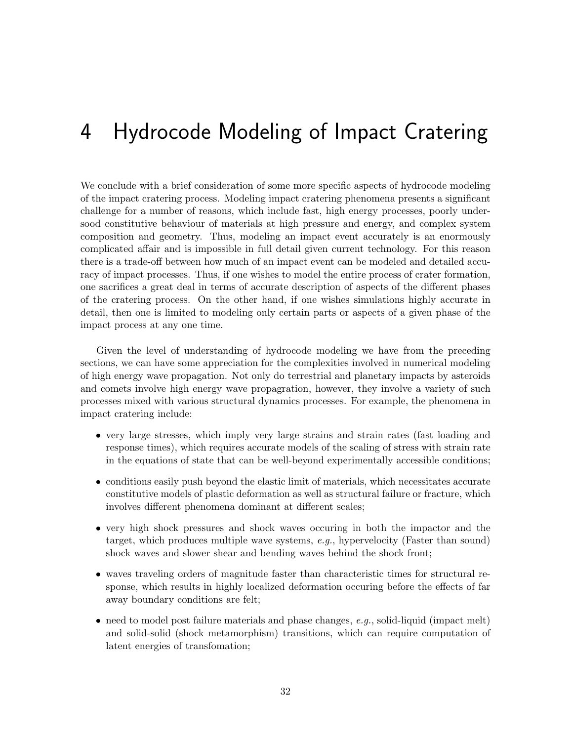# 4 Hydrocode Modeling of Impact Cratering

We conclude with a brief consideration of some more specific aspects of hydrocode modeling of the impact cratering process. Modeling impact cratering phenomena presents a significant challenge for a number of reasons, which include fast, high energy processes, poorly undersood constitutive behaviour of materials at high pressure and energy, and complex system composition and geometry. Thus, modeling an impact event accurately is an enormously complicated affair and is impossible in full detail given current technology. For this reason there is a trade-off between how much of an impact event can be modeled and detailed accuracy of impact processes. Thus, if one wishes to model the entire process of crater formation, one sacrifices a great deal in terms of accurate description of aspects of the different phases of the cratering process. On the other hand, if one wishes simulations highly accurate in detail, then one is limited to modeling only certain parts or aspects of a given phase of the impact process at any one time.

Given the level of understanding of hydrocode modeling we have from the preceding sections, we can have some appreciation for the complexities involved in numerical modeling of high energy wave propagation. Not only do terrestrial and planetary impacts by asteroids and comets involve high energy wave propagration, however, they involve a variety of such processes mixed with various structural dynamics processes. For example, the phenomena in impact cratering include:

- very large stresses, which imply very large strains and strain rates (fast loading and response times), which requires accurate models of the scaling of stress with strain rate in the equations of state that can be well-beyond experimentally accessible conditions;
- conditions easily push beyond the elastic limit of materials, which necessitates accurate constitutive models of plastic deformation as well as structural failure or fracture, which involves different phenomena dominant at different scales;
- very high shock pressures and shock waves occuring in both the impactor and the target, which produces multiple wave systems, *e.g.*, hypervelocity (Faster than sound) shock waves and slower shear and bending waves behind the shock front;
- waves traveling orders of magnitude faster than characteristic times for structural response, which results in highly localized deformation occuring before the effects of far away boundary conditions are felt;
- need to model post failure materials and phase changes, *e.g.*, solid-liquid (impact melt) and solid-solid (shock metamorphism) transitions, which can require computation of latent energies of transfomation;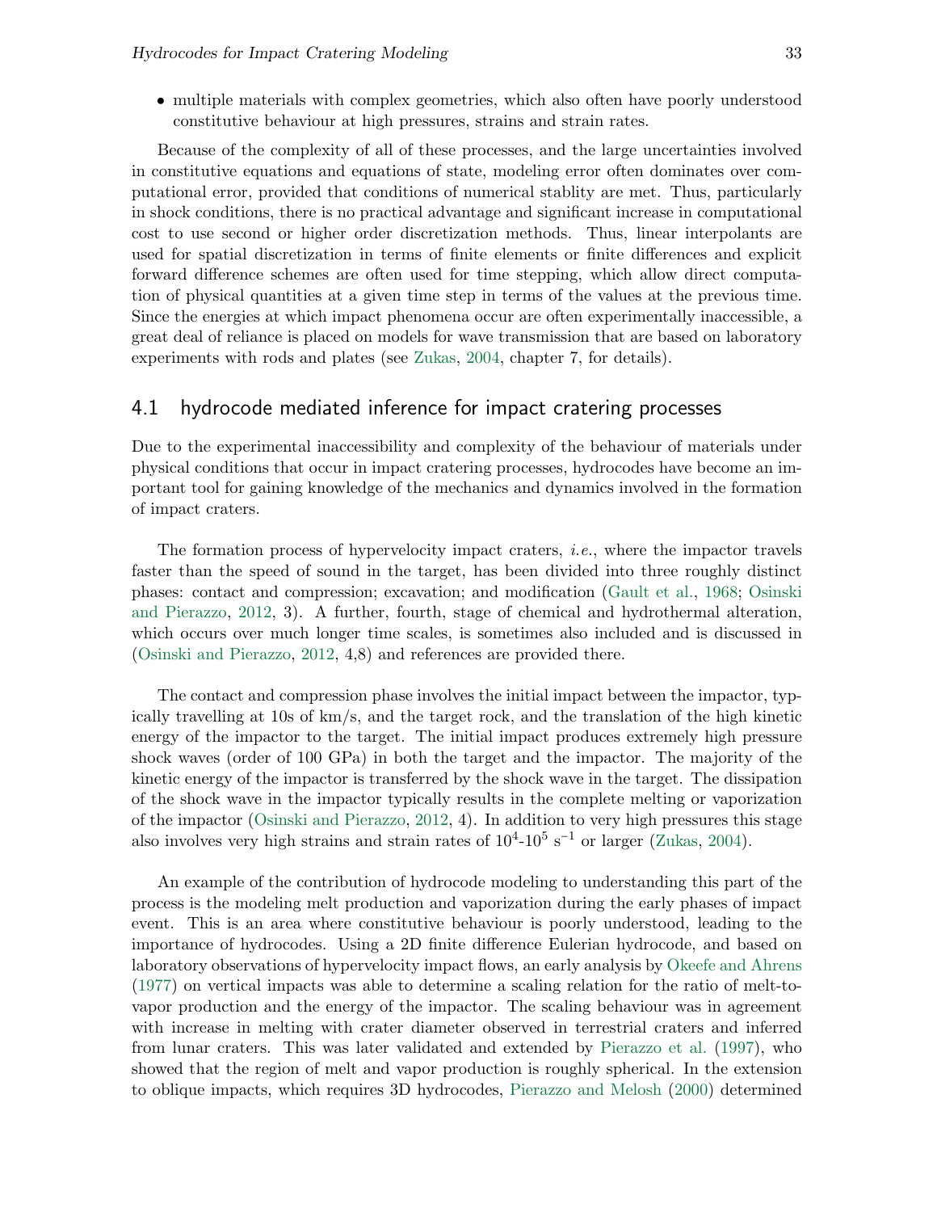- multiple materials with complex geometries, which also often have poorly understood constitutive behaviour at high pressures, strains and strain rates.

Because of the complexity of all of these processes, and the large uncertainties involved in constitutive equations and equations of state, modeling error often dominates over computational error, provided that conditions of numerical stablity are met. Thus, particularly in shock conditions, there is no practical advantage and significant increase in computational cost to use second or higher order discretization methods. Thus, linear interpolants are used for spatial discretization in terms of finite elements or finite differences and explicit forward difference schemes are often used for time stepping, which allow direct computation of physical quantities at a given time step in terms of the values at the previous time. Since the energies at which impact phenomena occur are often experimentally inaccessible, a great deal of reliance is placed on models for wave transmission that are based on laboratory experiments with rods and plates (see Zukas, 2004, chapter 7, for details).

## 4.1 hydrocode mediated inference for impact cratering processes

Due to the experimental inaccessibility and complexity of the behaviour of materials under physical conditions that occur in impact cratering processes, hydrocodes have become an important tool for gaining knowledge of the mechanics and dynamics involved in the formation of impact craters.

The formation process of hypervelocity impact craters, *i.e.*, where the impactor travels faster than the speed of sound in the target, has been divided into three roughly distinct phases: contact and compression; excavation; and modification (Gault et al., 1968; Osinski and Pierazzo, 2012, 3). A further, fourth, stage of chemical and hydrothermal alteration, which occurs over much longer time scales, is sometimes also included and is discussed in (Osinski and Pierazzo, 2012, 4,8) and references are provided there.

The contact and compression phase involves the initial impact between the impactor, typically travelling at 10s of km/s, and the target rock, and the translation of the high kinetic energy of the impactor to the target. The initial impact produces extremely high pressure shock waves (order of 100 GPa) in both the target and the impactor. The majority of the kinetic energy of the impactor is transferred by the shock wave in the target. The dissipation of the shock wave in the impactor typically results in the complete melting or vaporization of the impactor (Osinski and Pierazzo, 2012, 4). In addition to very high pressures this stage also involves very high strains and strain rates of $10^4$-$10^5$ $s^{-1}$ or larger (Zukas, 2004).

An example of the contribution of hydrocode modeling to understanding this part of the process is the modeling melt production and vaporization during the early phases of impact event. This is an area where constitutive behaviour is poorly understood, leading to the importance of hydrocodes. Using a 2D finite difference Eulerian hydrocode, and based on laboratory observations of hypervelocity impact flows, an early analysis by Okeefe and Ahrens (1977) on vertical impacts was able to determine a scaling relation for the ratio of melt-to-vapor production and the energy of the impactor. The scaling behaviour was in agreement with increase in melting with crater diameter observed in terrestrial craters and inferred from lunar craters. This was later validated and extended by Pierazzo et al. (1997), who showed that the region of melt and vapor production is roughly spherical. In the extension to oblique impacts, which requires 3D hydrocodes, Pierazzo and Melosh (2000) determined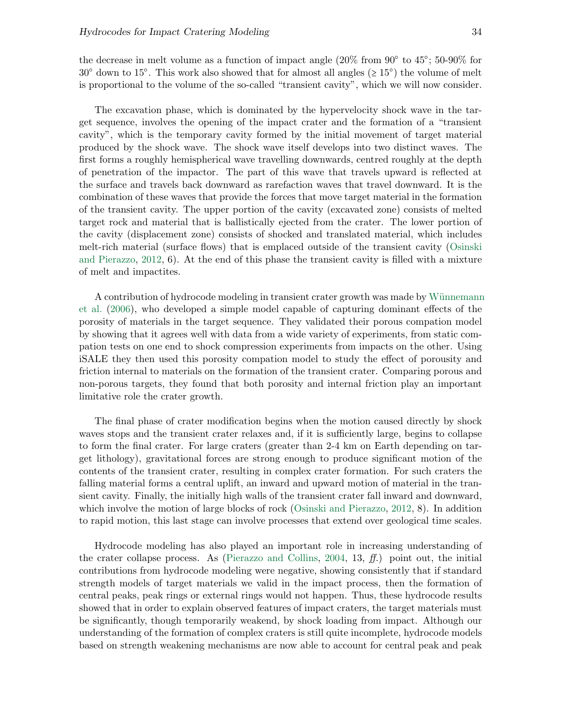the decrease in melt volume as a function of impact angle (20% from 90° to 45°; 50-90% for 30° down to 15°. This work also showed that for almost all angles (≥ 15°) the volume of melt is proportional to the volume of the so-called "transient cavity", which we will now consider.

The excavation phase, which is dominated by the hypervelocity shock wave in the target sequence, involves the opening of the impact crater and the formation of a "transient cavity", which is the temporary cavity formed by the initial movement of target material produced by the shock wave. The shock wave itself develops into two distinct waves. The first forms a roughly hemispherical wave travelling downwards, centred roughly at the depth of penetration of the impactor. The part of this wave that travels upward is reflected at the surface and travels back downward as rarefaction waves that travel downward. It is the combination of these waves that provide the forces that move target material in the formation of the transient cavity. The upper portion of the cavity (excavated zone) consists of melted target rock and material that is ballistically ejected from the crater. The lower portion of the cavity (displacement zone) consists of shocked and translated material, which includes melt-rich material (surface flows) that is emplaced outside of the transient cavity (Osinski and Pierazzo, 2012, 6). At the end of this phase the transient cavity is filled with a mixture of melt and impactites.

A contribution of hydrocode modeling in transient crater growth was made by Wünnemann et al. (2006), who developed a simple model capable of capturing dominant effects of the porosity of materials in the target sequence. They validated their porous compation model by showing that it agrees well with data from a wide variety of experiments, from static compation tests on one end to shock compression experiments from impacts on the other. Using iSALE they then used this porosity compation model to study the effect of porousity and friction internal to materials on the formation of the transient crater. Comparing porous and non-porous targets, they found that both porosity and internal friction play an important limitative role the crater growth.

The final phase of crater modification begins when the motion caused directly by shock waves stops and the transient crater relaxes and, if it is sufficiently large, begins to collapse to form the final crater. For large craters (greater than 2-4 km on Earth depending on target lithology), gravitational forces are strong enough to produce significant motion of the contents of the transient crater, resulting in complex crater formation. For such craters the falling material forms a central uplift, an inward and upward motion of material in the transient cavity. Finally, the initially high walls of the transient crater fall inward and downward, which involve the motion of large blocks of rock (Osinski and Pierazzo, 2012, 8). In addition to rapid motion, this last stage can involve processes that extend over geological time scales.

Hydrocode modeling has also played an important role in increasing understanding of the crater collapse process. As (Pierazzo and Collins, 2004, 13, *ff.*) point out, the initial contributions from hydrocode modeling were negative, showing consistently that if standard strength models of target materials we valid in the impact process, then the formation of central peaks, peak rings or external rings would not happen. Thus, these hydrocode results showed that in order to explain observed features of impact craters, the target materials must be significantly, though temporarily weakend, by shock loading from impact. Although our understanding of the formation of complex craters is still quite incomplete, hydrocode models based on strength weakening mechanisms are now able to account for central peak and peak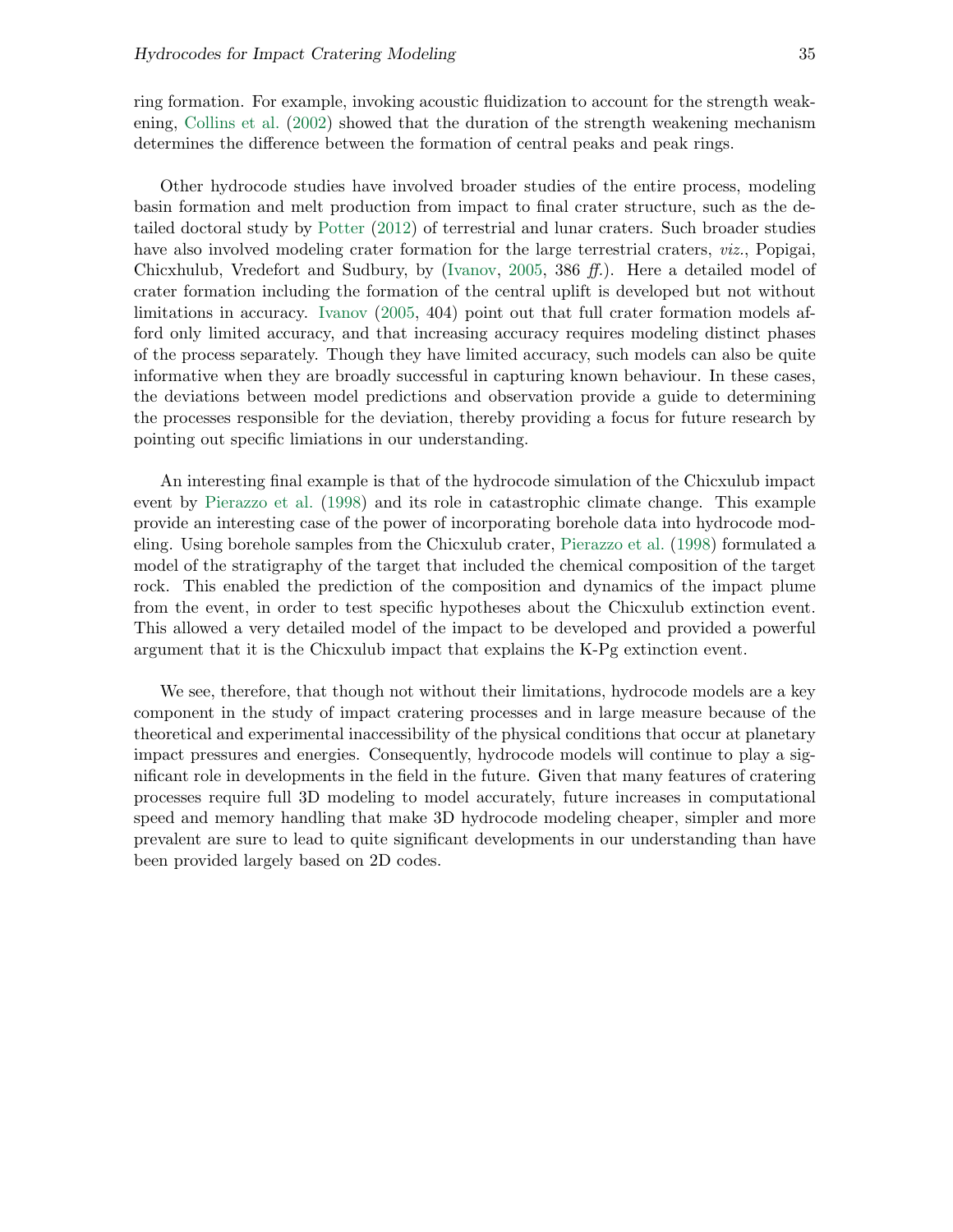ring formation. For example, invoking acoustic fluidization to account for the strength weakening, Collins et al. (2002) showed that the duration of the strength weakening mechanism determines the difference between the formation of central peaks and peak rings.

Other hydrocode studies have involved broader studies of the entire process, modeling basin formation and melt production from impact to final crater structure, such as the detailed doctoral study by Potter (2012) of terrestrial and lunar craters. Such broader studies have also involved modeling crater formation for the large terrestrial craters, *viz.*, Popigai, Chicxhulub, Vredefort and Sudbury, by (Ivanov, 2005, 386 *ff.*). Here a detailed model of crater formation including the formation of the central uplift is developed but not without limitations in accuracy. Ivanov (2005, 404) point out that full crater formation models afford only limited accuracy, and that increasing accuracy requires modeling distinct phases of the process separately. Though they have limited accuracy, such models can also be quite informative when they are broadly successful in capturing known behaviour. In these cases, the deviations between model predictions and observation provide a guide to determining the processes responsible for the deviation, thereby providing a focus for future research by pointing out specific limiations in our understanding.

An interesting final example is that of the hydrocode simulation of the Chicxulub impact event by Pierazzo et al. (1998) and its role in catastrophic climate change. This example provide an interesting case of the power of incorporating borehole data into hydrocode modeling. Using borehole samples from the Chicxulub crater, Pierazzo et al. (1998) formulated a model of the stratigraphy of the target that included the chemical composition of the target rock. This enabled the prediction of the composition and dynamics of the impact plume from the event, in order to test specific hypotheses about the Chicxulub extinction event. This allowed a very detailed model of the impact to be developed and provided a powerful argument that it is the Chicxulub impact that explains the K-Pg extinction event.

We see, therefore, that though not without their limitations, hydrocode models are a key component in the study of impact cratering processes and in large measure because of the theoretical and experimental inaccessibility of the physical conditions that occur at planetary impact pressures and energies. Consequently, hydrocode models will continue to play a significant role in developments in the field in the future. Given that many features of cratering processes require full 3D modeling to model accurately, future increases in computational speed and memory handling that make 3D hydrocode modeling cheaper, simpler and more prevalent are sure to lead to quite significant developments in our understanding than have been provided largely based on 2D codes.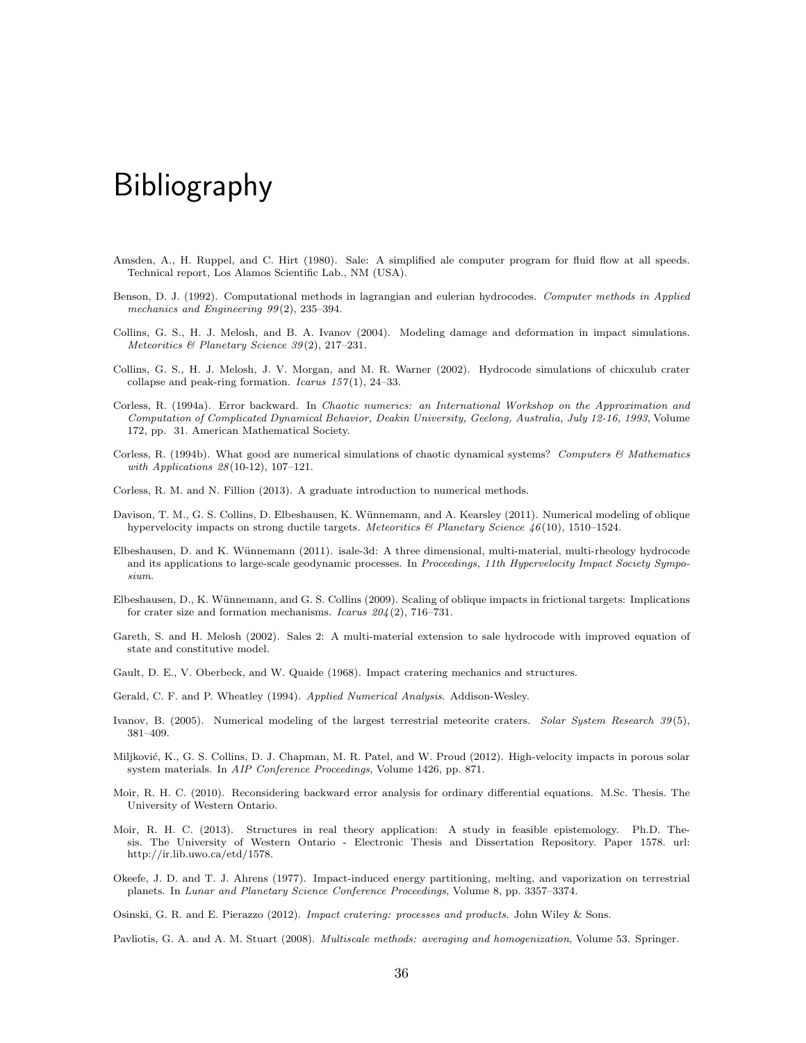# Bibliography

Amsden, A., H. Ruppel, and C. Hirt (1980). Sale: A simplified ale computer program for fluid flow at all speeds. Technical report, Los Alamos Scientific Lab., NM (USA).

Benson, D. J. (1992). Computational methods in lagrangian and eulerian hydrocodes. *Computer methods in Applied mechanics and Engineering 99*(2), 235–394.

Collins, G. S., H. J. Melosh, and B. A. Ivanov (2004). Modeling damage and deformation in impact simulations. *Meteoritics & Planetary Science 39*(2), 217–231.

Collins, G. S., H. J. Melosh, J. V. Morgan, and M. R. Warner (2002). Hydrocode simulations of chicxulub crater collapse and peak-ring formation. *Icarus 157*(1), 24–33.

Corless, R. (1994a). Error backward. In *Chaotic numerics: an International Workshop on the Approximation and Computation of Complicated Dynamical Behavior, Deakin University, Geelong, Australia, July 12-16, 1993*, Volume 172, pp. 31. American Mathematical Society.

Corless, R. (1994b). What good are numerical simulations of chaotic dynamical systems? *Computers & Mathematics with Applications 28*(10-12), 107–121.

Corless, R. M. and N. Fillion (2013). A graduate introduction to numerical methods.

Davison, T. M., G. S. Collins, D. Elbeshausen, K. Wünnemann, and A. Kearsley (2011). Numerical modeling of oblique hypervelocity impacts on strong ductile targets. *Meteoritics & Planetary Science 46*(10), 1510–1524.

Elbeshausen, D. and K. Wünnemann (2011). isale-3d: A three dimensional, multi-material, multi-rheology hydrocode and its applications to large-scale geodynamic processes. In *Proceedings, 11th Hypervelocity Impact Society Symposium.*

Elbeshausen, D., K. Wünnemann, and G. S. Collins (2009). Scaling of oblique impacts in frictional targets: Implications for crater size and formation mechanisms. *Icarus 204*(2), 716–731.

Gareth, S. and H. Melosh (2002). Sales 2: A multi-material extension to sale hydrocode with improved equation of state and constitutive model.

Gault, D. E., V. Oberbeck, and W. Quaide (1968). Impact cratering mechanics and structures.

Gerald, C. F. and P. Wheatley (1994). *Applied Numerical Analysis.* Addison-Wesley.

Ivanov, B. (2005). Numerical modeling of the largest terrestrial meteorite craters. *Solar System Research 39*(5), 381–409.

Miljković, K., G. S. Collins, D. J. Chapman, M. R. Patel, and W. Proud (2012). High-velocity impacts in porous solar system materials. In *AIP Conference Proceedings*, Volume 1426, pp. 871.

Moir, R. H. C. (2010). Reconsidering backward error analysis for ordinary differential equations. M.Sc. Thesis. The University of Western Ontario.

Moir, R. H. C. (2013). Structures in real theory application: A study in feasible epistemology. Ph.D. Thesis. The University of Western Ontario - Electronic Thesis and Dissertation Repository. Paper 1578. url: http://ir.lib.uwo.ca/etd/1578.

Okeefe, J. D. and T. J. Ahrens (1977). Impact-induced energy partitioning, melting, and vaporization on terrestrial planets. In *Lunar and Planetary Science Conference Proceedings*, Volume 8, pp. 3357–3374.

Osinski, G. R. and E. Pierazzo (2012). *Impact cratering: processes and products.* John Wiley & Sons.

Pavliotis, G. A. and A. M. Stuart (2008). *Multiscale methods: averaging and homogenization*, Volume 53. Springer.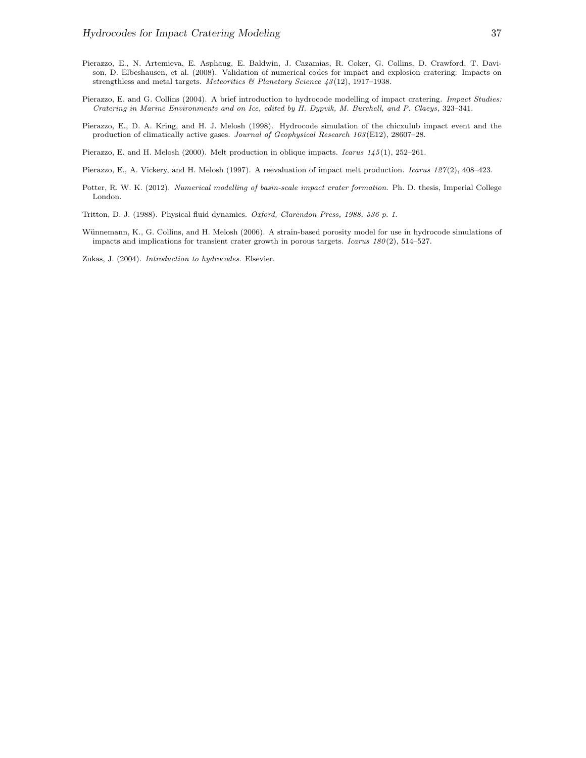Pierazzo, E., N. Artemieva, E. Asphaug, E. Baldwin, J. Cazamias, R. Coker, G. Collins, D. Crawford, T. Davison, D. Elbeshausen, et al. (2008). Validation of numerical codes for impact and explosion cratering: Impacts on strengthless and metal targets. *Meteoritics & Planetary Science 43*(12), 1917–1938.

Pierazzo, E. and G. Collins (2004). A brief introduction to hydrocode modelling of impact cratering. *Impact Studies: Cratering in Marine Environments and on Ice, edited by H. Dypvik, M. Burchell, and P. Claeys*, 323–341.

Pierazzo, E., D. A. Kring, and H. J. Melosh (1998). Hydrocode simulation of the chicxulub impact event and the production of climatically active gases. *Journal of Geophysical Research 103*(E12), 28607–28.

Pierazzo, E. and H. Melosh (2000). Melt production in oblique impacts. *Icarus 145*(1), 252–261.

Pierazzo, E., A. Vickery, and H. Melosh (1997). A reevaluation of impact melt production. *Icarus 127*(2), 408–423.

Potter, R. W. K. (2012). *Numerical modelling of basin-scale impact crater formation*. Ph. D. thesis, Imperial College London.

Tritton, D. J. (1988). Physical fluid dynamics. *Oxford, Clarendon Press, 1988, 536 p. 1.*

Wünnemann, K., G. Collins, and H. Melosh (2006). A strain-based porosity model for use in hydrocode simulations of impacts and implications for transient crater growth in porous targets. *Icarus 180*(2), 514–527.

Zukas, J. (2004). *Introduction to hydrocodes*. Elsevier.